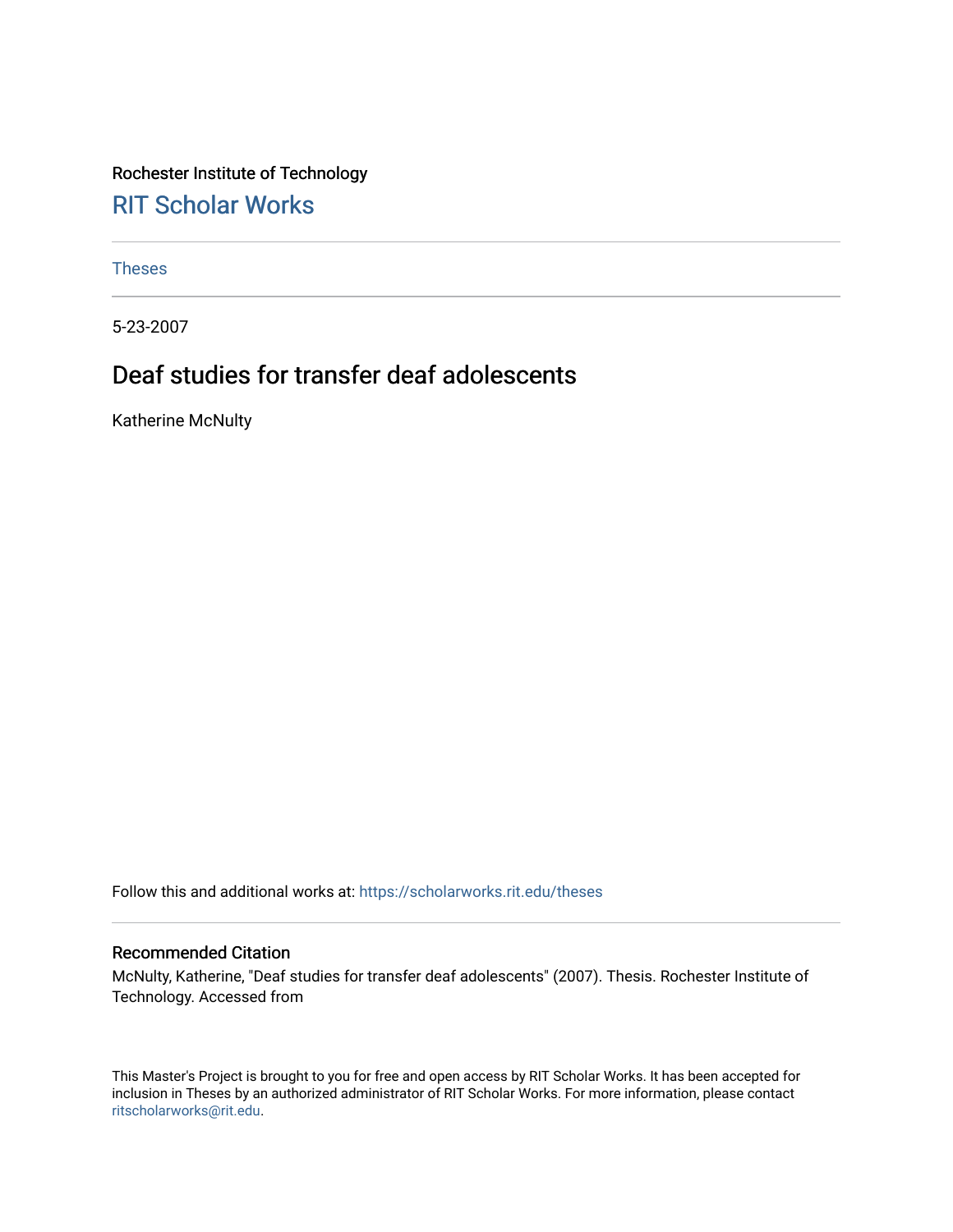Rochester Institute of Technology

# RIT Scholar Works

Theses

5-23-2007

## Deaf studies for transfer deaf adolescents

Katherine McNulty

Follow this and additional works at: https://scholarworks.rit.edu/theses

### Recommended Citation

McNulty, Katherine, "Deaf studies for transfer deaf adolescents" (2007). Thesis. Rochester Institute of Technology. Accessed from

This Master's Project is brought to you for free and open access by RIT Scholar Works. It has been accepted for inclusion in Theses by an authorized administrator of RIT Scholar Works. For more information, please contact ritscholarworks@rit.edu.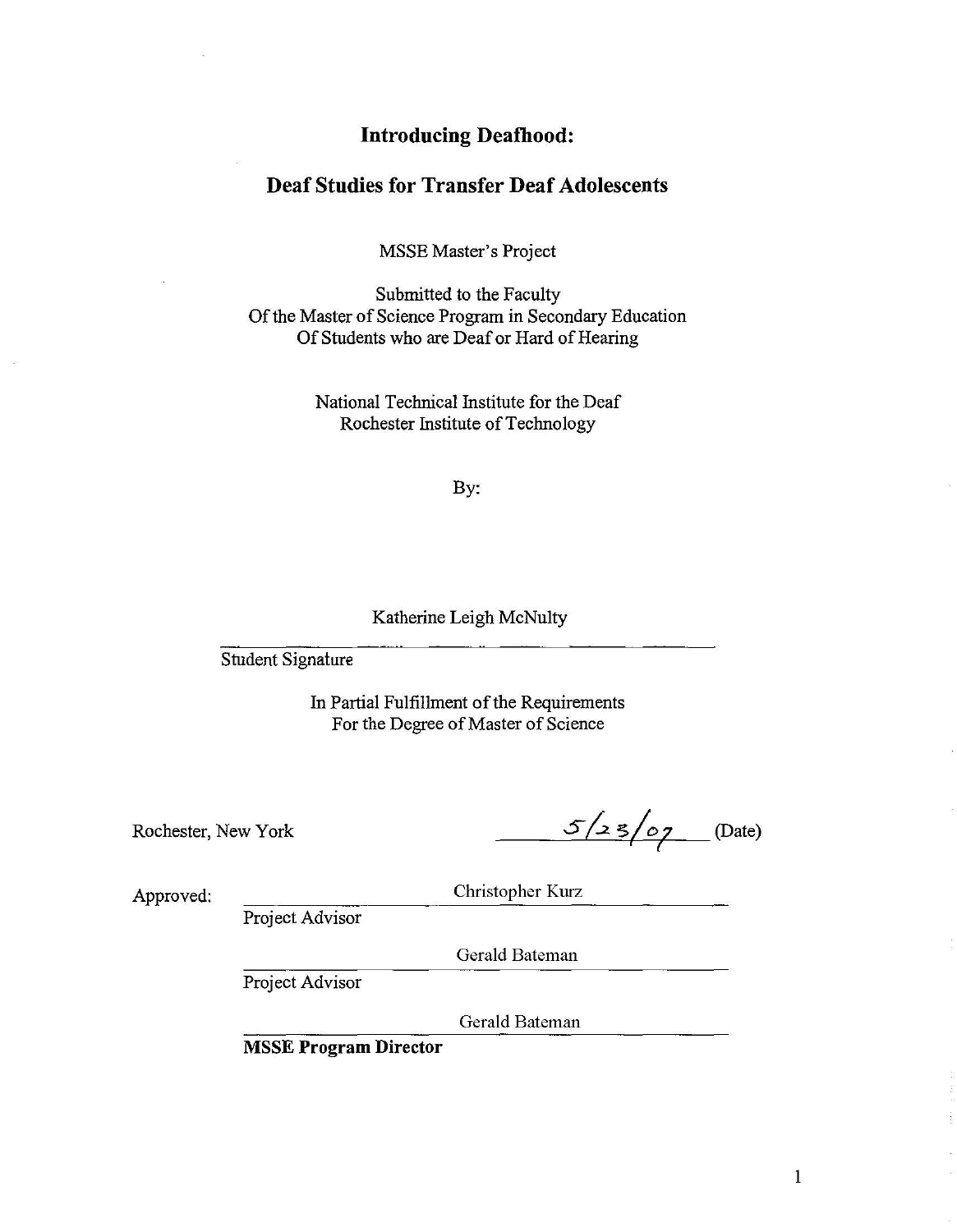# Introducing Deafhood:

## Deaf Studies for Transfer Deaf Adolescents

MSSE Master's Project

Submitted to the Faculty
Of the Master of Science Program in Secondary Education
Of Students who are Deaf or Hard of Hearing

National Technical Institute for the Deaf
Rochester Institute of Technology

By:

Katherine Leigh McNulty

Student Signature

In Partial Fulfillment of the Requirements
For the Degree of Master of Science

Rochester, New York

5/23/07 (Date)

Approved:

Christopher Kurz
Project Advisor

Gerald Bateman
Project Advisor

Gerald Bateman
**MSSE Program Director**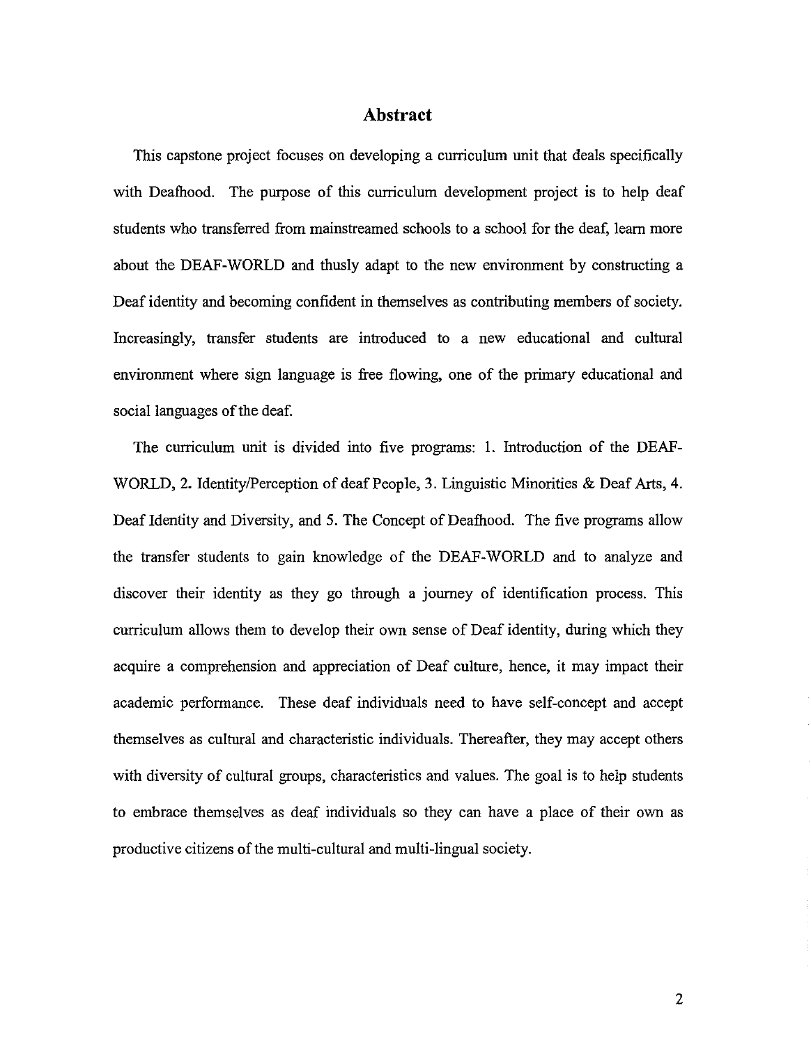# Abstract

This capstone project focuses on developing a curriculum unit that deals specifically with Deafhood. The purpose of this curriculum development project is to help deaf students who transferred from mainstreamed schools to a school for the deaf, learn more about the DEAF-WORLD and thusly adapt to the new environment by constructing a Deaf identity and becoming confident in themselves as contributing members of society. Increasingly, transfer students are introduced to a new educational and cultural environment where sign language is free flowing, one of the primary educational and social languages of the deaf.

The curriculum unit is divided into five programs: 1. Introduction of the DEAF-WORLD, 2. Identity/Perception of deaf People, 3. Linguistic Minorities & Deaf Arts, 4. Deaf Identity and Diversity, and 5. The Concept of Deafhood. The five programs allow the transfer students to gain knowledge of the DEAF-WORLD and to analyze and discover their identity as they go through a journey of identification process. This curriculum allows them to develop their own sense of Deaf identity, during which they acquire a comprehension and appreciation of Deaf culture, hence, it may impact their academic performance. These deaf individuals need to have self-concept and accept themselves as cultural and characteristic individuals. Thereafter, they may accept others with diversity of cultural groups, characteristics and values. The goal is to help students to embrace themselves as deaf individuals so they can have a place of their own as productive citizens of the multi-cultural and multi-lingual society.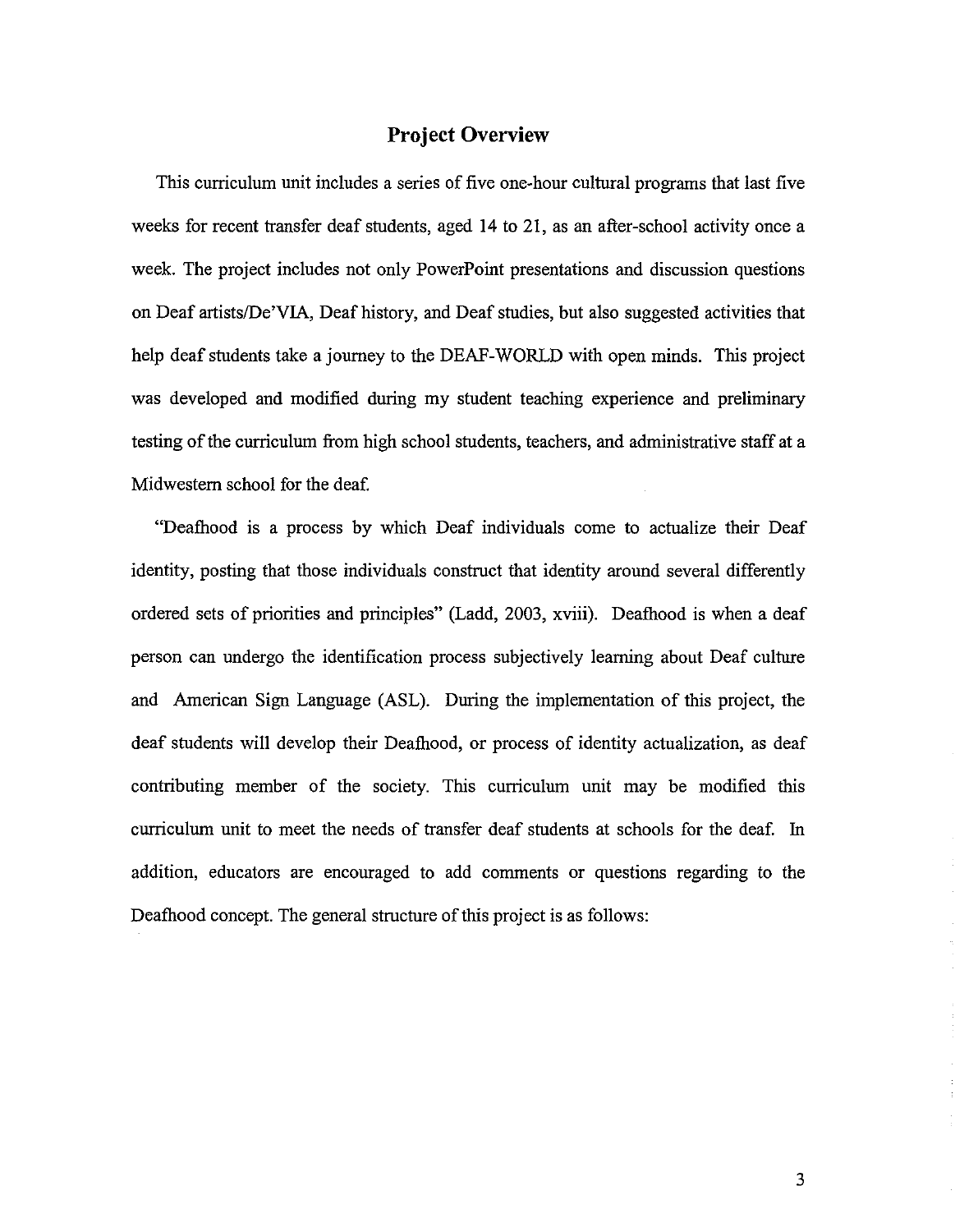## Project Overview

This curriculum unit includes a series of five one-hour cultural programs that last five weeks for recent transfer deaf students, aged 14 to 21, as an after-school activity once a week. The project includes not only PowerPoint presentations and discussion questions on Deaf artists/De'VIA, Deaf history, and Deaf studies, but also suggested activities that help deaf students take a journey to the DEAF-WORLD with open minds. This project was developed and modified during my student teaching experience and preliminary testing of the curriculum from high school students, teachers, and administrative staff at a Midwestern school for the deaf.

"Deafhood is a process by which Deaf individuals come to actualize their Deaf identity, posting that those individuals construct that identity around several differently ordered sets of priorities and principles" (Ladd, 2003, xviii). Deafhood is when a deaf person can undergo the identification process subjectively learning about Deaf culture and American Sign Language (ASL). During the implementation of this project, the deaf students will develop their Deafhood, or process of identity actualization, as deaf contributing member of the society. This curriculum unit may be modified this curriculum unit to meet the needs of transfer deaf students at schools for the deaf. In addition, educators are encouraged to add comments or questions regarding to the Deafhood concept. The general structure of this project is as follows: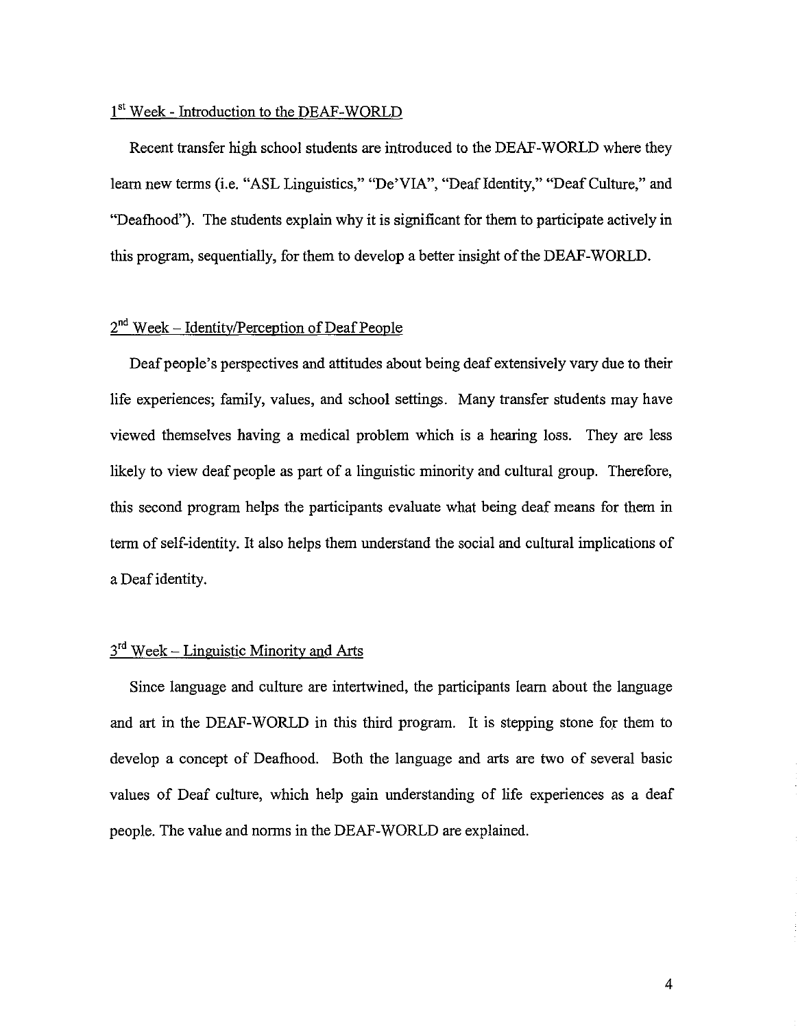## 1st Week - Introduction to the DEAF-WORLD

Recent transfer high school students are introduced to the DEAF-WORLD where they learn new terms (i.e. "ASL Linguistics," "De'VIA", "Deaf Identity," "Deaf Culture," and "Deafhood"). The students explain why it is significant for them to participate actively in this program, sequentially, for them to develop a better insight of the DEAF-WORLD.

## 2nd Week – Identity/Perception of Deaf People

Deaf people's perspectives and attitudes about being deaf extensively vary due to their life experiences; family, values, and school settings. Many transfer students may have viewed themselves having a medical problem which is a hearing loss. They are less likely to view deaf people as part of a linguistic minority and cultural group. Therefore, this second program helps the participants evaluate what being deaf means for them in term of self-identity. It also helps them understand the social and cultural implications of a Deaf identity.

## 3rd Week – Linguistic Minority and Arts

Since language and culture are intertwined, the participants learn about the language and art in the DEAF-WORLD in this third program. It is stepping stone for them to develop a concept of Deafhood. Both the language and arts are two of several basic values of Deaf culture, which help gain understanding of life experiences as a deaf people. The value and norms in the DEAF-WORLD are explained.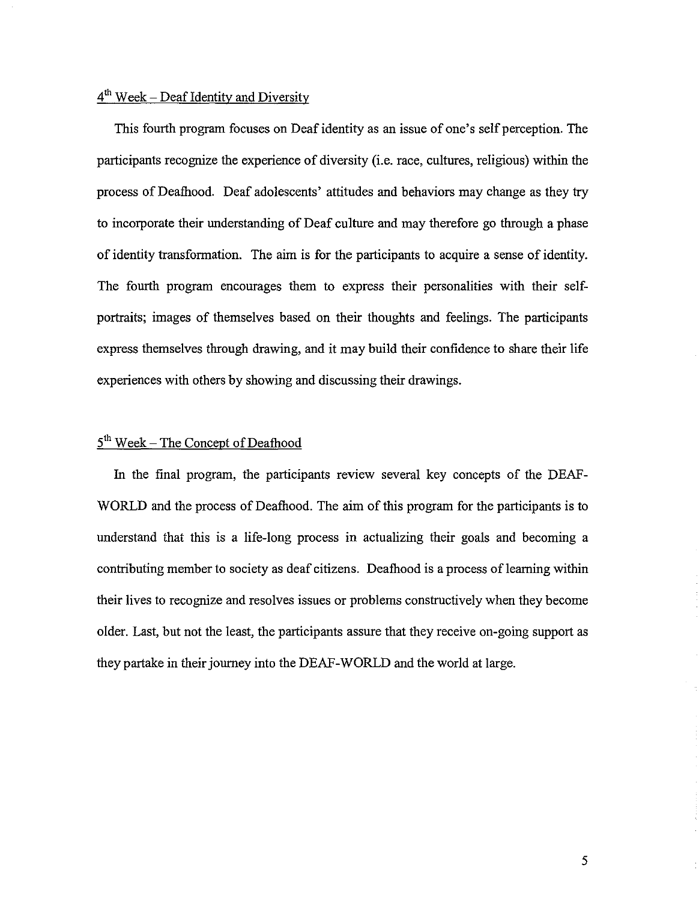## 4th Week – Deaf Identity and Diversity

This fourth program focuses on Deaf identity as an issue of one's self perception. The participants recognize the experience of diversity (i.e. race, cultures, religious) within the process of Deafhood. Deaf adolescents' attitudes and behaviors may change as they try to incorporate their understanding of Deaf culture and may therefore go through a phase of identity transformation. The aim is for the participants to acquire a sense of identity. The fourth program encourages them to express their personalities with their self-portraits; images of themselves based on their thoughts and feelings. The participants express themselves through drawing, and it may build their confidence to share their life experiences with others by showing and discussing their drawings.

## 5th Week – The Concept of Deafhood

In the final program, the participants review several key concepts of the DEAF-WORLD and the process of Deafhood. The aim of this program for the participants is to understand that this is a life-long process in actualizing their goals and becoming a contributing member to society as deaf citizens. Deafhood is a process of learning within their lives to recognize and resolves issues or problems constructively when they become older. Last, but not the least, the participants assure that they receive on-going support as they partake in their journey into the DEAF-WORLD and the world at large.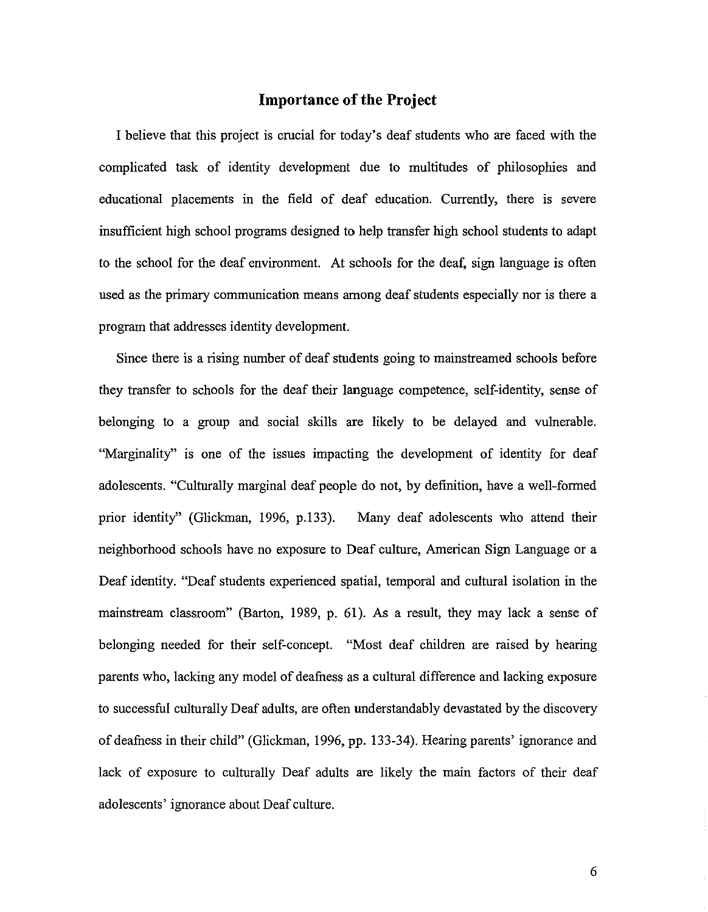## Importance of the Project

I believe that this project is crucial for today's deaf students who are faced with the complicated task of identity development due to multitudes of philosophies and educational placements in the field of deaf education. Currently, there is severe insufficient high school programs designed to help transfer high school students to adapt to the school for the deaf environment. At schools for the deaf, sign language is often used as the primary communication means among deaf students especially nor is there a program that addresses identity development.

Since there is a rising number of deaf students going to mainstreamed schools before they transfer to schools for the deaf their language competence, self-identity, sense of belonging to a group and social skills are likely to be delayed and vulnerable. "Marginality" is one of the issues impacting the development of identity for deaf adolescents. "Culturally marginal deaf people do not, by definition, have a well-formed prior identity" (Glickman, 1996, p.133). Many deaf adolescents who attend their neighborhood schools have no exposure to Deaf culture, American Sign Language or a Deaf identity. "Deaf students experienced spatial, temporal and cultural isolation in the mainstream classroom" (Barton, 1989, p. 61). As a result, they may lack a sense of belonging needed for their self-concept. "Most deaf children are raised by hearing parents who, lacking any model of deafness as a cultural difference and lacking exposure to successful culturally Deaf adults, are often understandably devastated by the discovery of deafness in their child" (Glickman, 1996, pp. 133-34). Hearing parents' ignorance and lack of exposure to culturally Deaf adults are likely the main factors of their deaf adolescents' ignorance about Deaf culture.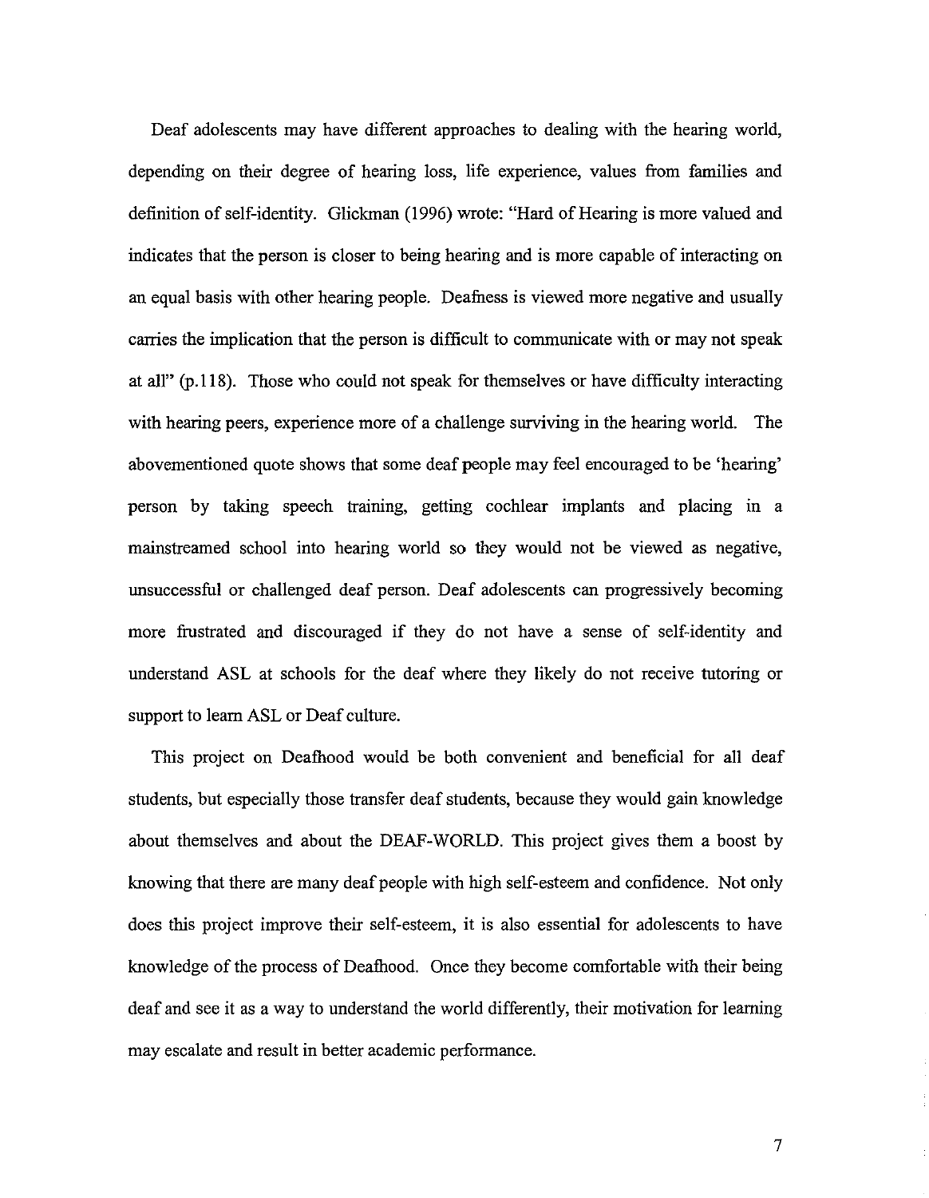Deaf adolescents may have different approaches to dealing with the hearing world, depending on their degree of hearing loss, life experience, values from families and definition of self-identity. Glickman (1996) wrote: "Hard of Hearing is more valued and indicates that the person is closer to being hearing and is more capable of interacting on an equal basis with other hearing people. Deafness is viewed more negative and usually carries the implication that the person is difficult to communicate with or may not speak at all" (p.118). Those who could not speak for themselves or have difficulty interacting with hearing peers, experience more of a challenge surviving in the hearing world. The abovementioned quote shows that some deaf people may feel encouraged to be 'hearing' person by taking speech training, getting cochlear implants and placing in a mainstreamed school into hearing world so they would not be viewed as negative, unsuccessful or challenged deaf person. Deaf adolescents can progressively becoming more frustrated and discouraged if they do not have a sense of self-identity and understand ASL at schools for the deaf where they likely do not receive tutoring or support to learn ASL or Deaf culture.

This project on Deafhood would be both convenient and beneficial for all deaf students, but especially those transfer deaf students, because they would gain knowledge about themselves and about the DEAF-WORLD. This project gives them a boost by knowing that there are many deaf people with high self-esteem and confidence. Not only does this project improve their self-esteem, it is also essential for adolescents to have knowledge of the process of Deafhood. Once they become comfortable with their being deaf and see it as a way to understand the world differently, their motivation for learning may escalate and result in better academic performance.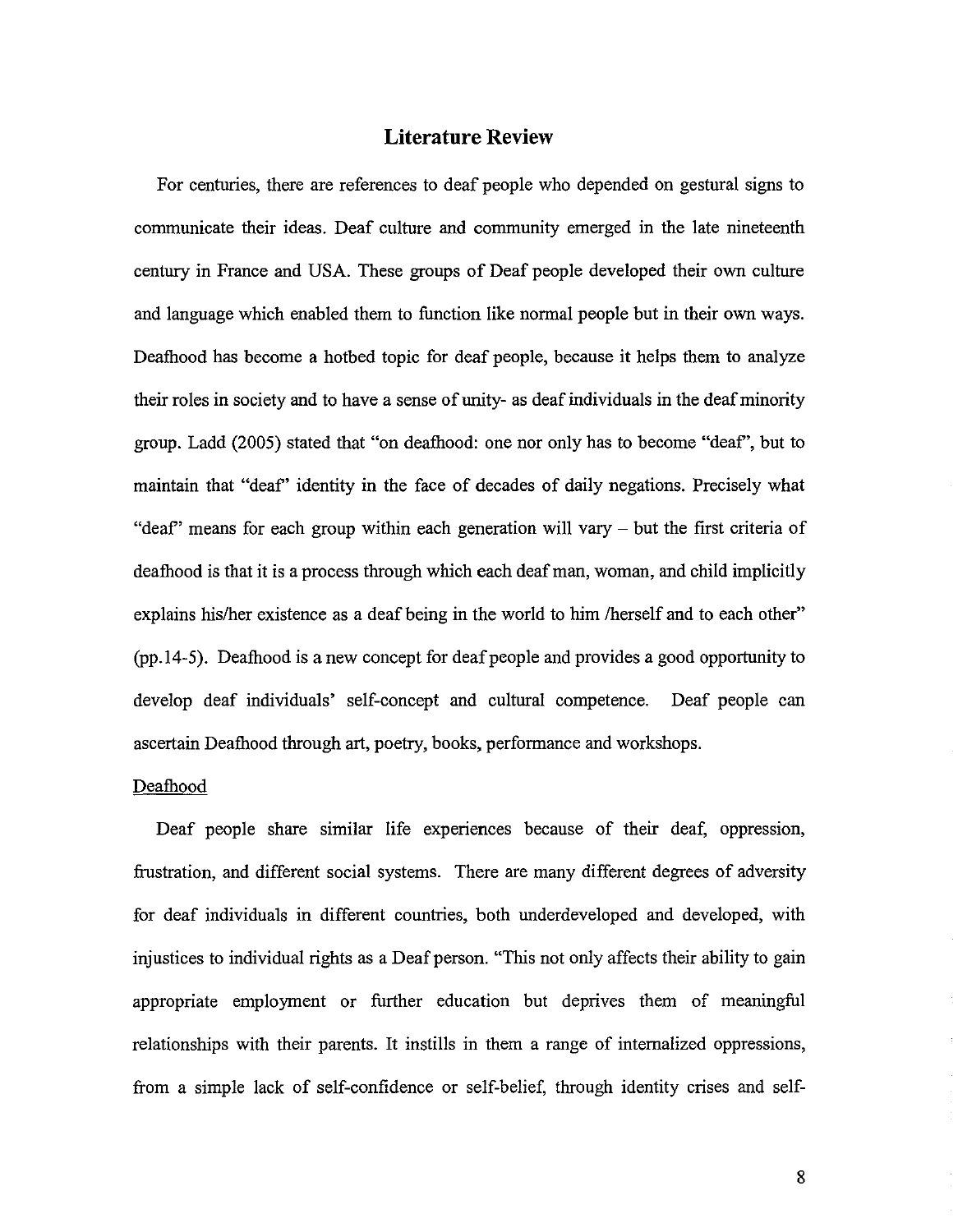# Literature Review

For centuries, there are references to deaf people who depended on gestural signs to communicate their ideas. Deaf culture and community emerged in the late nineteenth century in France and USA. These groups of Deaf people developed their own culture and language which enabled them to function like normal people but in their own ways. Deafhood has become a hotbed topic for deaf people, because it helps them to analyze their roles in society and to have a sense of unity- as deaf individuals in the deaf minority group. Ladd (2005) stated that "on deafhood: one nor only has to become "deaf", but to maintain that "deaf" identity in the face of decades of daily negations. Precisely what "deaf" means for each group within each generation will vary – but the first criteria of deafhood is that it is a process through which each deaf man, woman, and child implicitly explains his/her existence as a deaf being in the world to him /herself and to each other" (pp.14-5). Deafhood is a new concept for deaf people and provides a good opportunity to develop deaf individuals' self-concept and cultural competence. Deaf people can ascertain Deafhood through art, poetry, books, performance and workshops.

Deafhood

Deaf people share similar life experiences because of their deaf, oppression, frustration, and different social systems. There are many different degrees of adversity for deaf individuals in different countries, both underdeveloped and developed, with injustices to individual rights as a Deaf person. "This not only affects their ability to gain appropriate employment or further education but deprives them of meaningful relationships with their parents. It instills in them a range of internalized oppressions, from a simple lack of self-confidence or self-belief, through identity crises and self-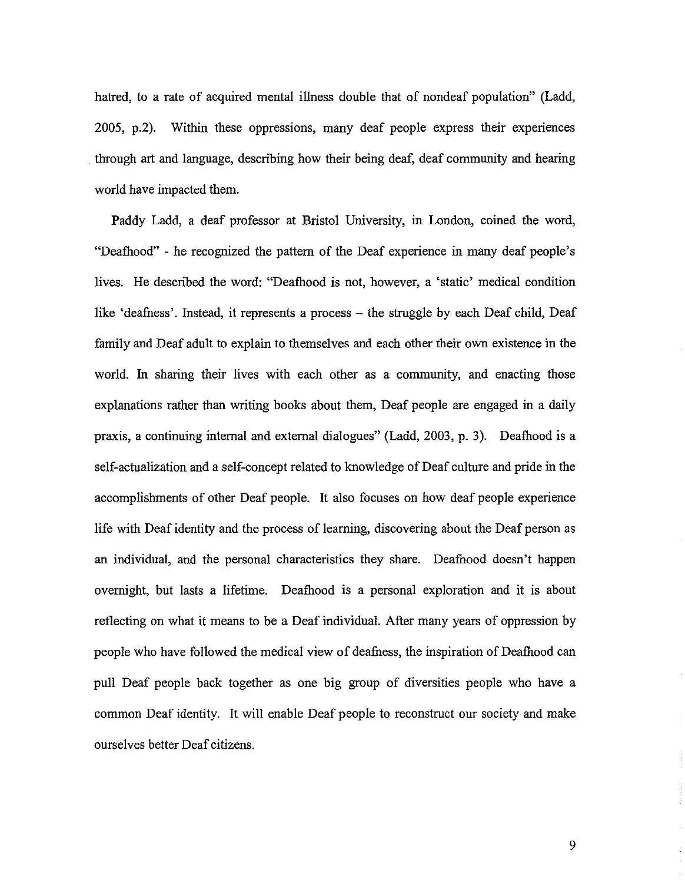hatred, to a rate of acquired mental illness double that of nondeaf population" (Ladd, 2005, p.2). Within these oppressions, many deaf people express their experiences through art and language, describing how their being deaf, deaf community and hearing world have impacted them.

Paddy Ladd, a deaf professor at Bristol University, in London, coined the word, "Deafhood" - he recognized the pattern of the Deaf experience in many deaf people's lives. He described the word: "Deafhood is not, however, a 'static' medical condition like 'deafness'. Instead, it represents a process – the struggle by each Deaf child, Deaf family and Deaf adult to explain to themselves and each other their own existence in the world. In sharing their lives with each other as a community, and enacting those explanations rather than writing books about them, Deaf people are engaged in a daily praxis, a continuing internal and external dialogues" (Ladd, 2003, p. 3). Deafhood is a self-actualization and a self-concept related to knowledge of Deaf culture and pride in the accomplishments of other Deaf people. It also focuses on how deaf people experience life with Deaf identity and the process of learning, discovering about the Deaf person as an individual, and the personal characteristics they share. Deafhood doesn't happen overnight, but lasts a lifetime. Deafhood is a personal exploration and it is about reflecting on what it means to be a Deaf individual. After many years of oppression by people who have followed the medical view of deafness, the inspiration of Deafhood can pull Deaf people back together as one big group of diversities people who have a common Deaf identity. It will enable Deaf people to reconstruct our society and make ourselves better Deaf citizens.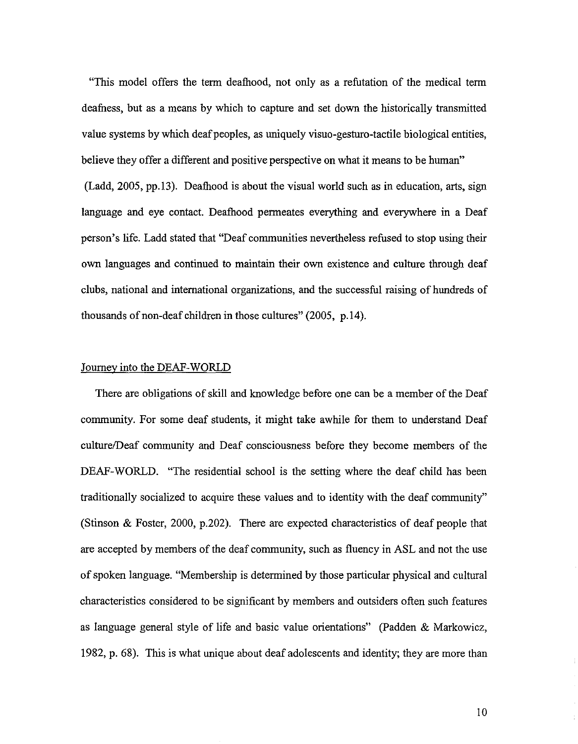"This model offers the term deafhood, not only as a refutation of the medical term deafness, but as a means by which to capture and set down the historically transmitted value systems by which deaf peoples, as uniquely visuo-gesturo-tactile biological entities, believe they offer a different and positive perspective on what it means to be human" (Ladd, 2005, pp.13). Deafhood is about the visual world such as in education, arts, sign language and eye contact. Deafhood permeates everything and everywhere in a Deaf person's life. Ladd stated that "Deaf communities nevertheless refused to stop using their own languages and continued to maintain their own existence and culture through deaf clubs, national and international organizations, and the successful raising of hundreds of thousands of non-deaf children in those cultures" (2005, p.14).

Journey into the DEAF-WORLD

There are obligations of skill and knowledge before one can be a member of the Deaf community. For some deaf students, it might take awhile for them to understand Deaf culture/Deaf community and Deaf consciousness before they become members of the DEAF-WORLD. "The residential school is the setting where the deaf child has been traditionally socialized to acquire these values and to identity with the deaf community" (Stinson & Foster, 2000, p.202). There are expected characteristics of deaf people that are accepted by members of the deaf community, such as fluency in ASL and not the use of spoken language. "Membership is determined by those particular physical and cultural characteristics considered to be significant by members and outsiders often such features as language general style of life and basic value orientations" (Padden & Markowicz, 1982, p. 68). This is what unique about deaf adolescents and identity; they are more than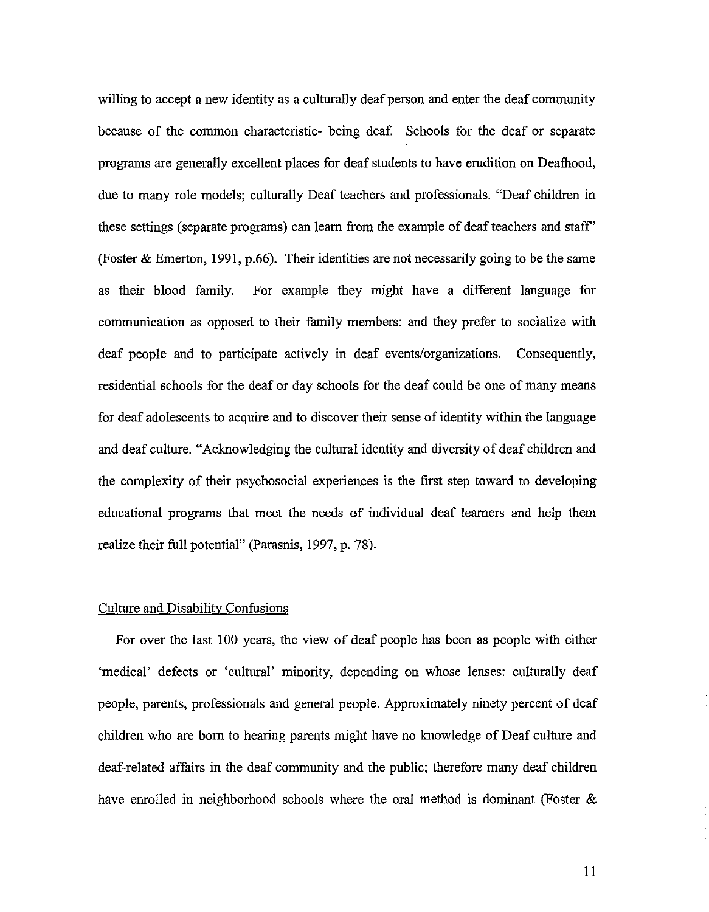willing to accept a new identity as a culturally deaf person and enter the deaf community because of the common characteristic- being deaf. Schools for the deaf or separate programs are generally excellent places for deaf students to have erudition on Deafhood, due to many role models; culturally Deaf teachers and professionals. "Deaf children in these settings (separate programs) can learn from the example of deaf teachers and staff" (Foster & Emerton, 1991, p.66). Their identities are not necessarily going to be the same as their blood family. For example they might have a different language for communication as opposed to their family members: and they prefer to socialize with deaf people and to participate actively in deaf events/organizations. Consequently, residential schools for the deaf or day schools for the deaf could be one of many means for deaf adolescents to acquire and to discover their sense of identity within the language and deaf culture. "Acknowledging the cultural identity and diversity of deaf children and the complexity of their psychosocial experiences is the first step toward to developing educational programs that meet the needs of individual deaf learners and help them realize their full potential" (Parasnis, 1997, p. 78).

## Culture and Disability Confusions

For over the last 100 years, the view of deaf people has been as people with either 'medical' defects or 'cultural' minority, depending on whose lenses: culturally deaf people, parents, professionals and general people. Approximately ninety percent of deaf children who are born to hearing parents might have no knowledge of Deaf culture and deaf-related affairs in the deaf community and the public; therefore many deaf children have enrolled in neighborhood schools where the oral method is dominant (Foster &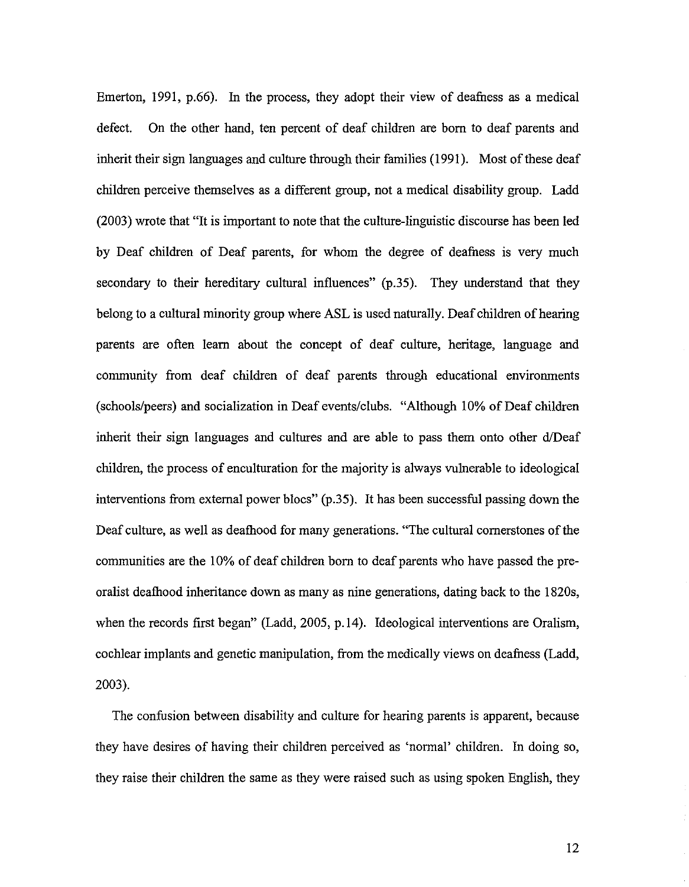Emerton, 1991, p.66). In the process, they adopt their view of deafness as a medical defect. On the other hand, ten percent of deaf children are born to deaf parents and inherit their sign languages and culture through their families (1991). Most of these deaf children perceive themselves as a different group, not a medical disability group. Ladd (2003) wrote that "It is important to note that the culture-linguistic discourse has been led by Deaf children of Deaf parents, for whom the degree of deafness is very much secondary to their hereditary cultural influences" (p.35). They understand that they belong to a cultural minority group where ASL is used naturally. Deaf children of hearing parents are often learn about the concept of deaf culture, heritage, language and community from deaf children of deaf parents through educational environments (schools/peers) and socialization in Deaf events/clubs. "Although 10% of Deaf children inherit their sign languages and cultures and are able to pass them onto other d/Deaf children, the process of enculturation for the majority is always vulnerable to ideological interventions from external power blocs" (p.35). It has been successful passing down the Deaf culture, as well as deafhood for many generations. "The cultural cornerstones of the communities are the 10% of deaf children born to deaf parents who have passed the pre-oralist deafhood inheritance down as many as nine generations, dating back to the 1820s, when the records first began" (Ladd, 2005, p.14). Ideological interventions are Oralism, cochlear implants and genetic manipulation, from the medically views on deafness (Ladd, 2003).

The confusion between disability and culture for hearing parents is apparent, because they have desires of having their children perceived as 'normal' children. In doing so, they raise their children the same as they were raised such as using spoken English, they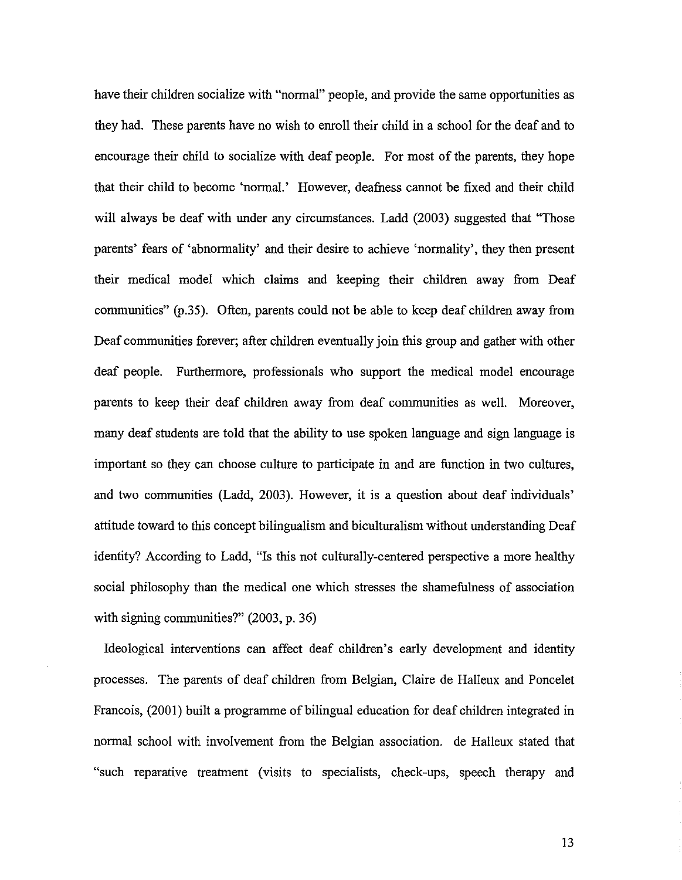have their children socialize with "normal" people, and provide the same opportunities as they had. These parents have no wish to enroll their child in a school for the deaf and to encourage their child to socialize with deaf people. For most of the parents, they hope that their child to become 'normal.' However, deafness cannot be fixed and their child will always be deaf with under any circumstances. Ladd (2003) suggested that "Those parents' fears of 'abnormality' and their desire to achieve 'normality', they then present their medical model which claims and keeping their children away from Deaf communities" (p.35). Often, parents could not be able to keep deaf children away from Deaf communities forever; after children eventually join this group and gather with other deaf people. Furthermore, professionals who support the medical model encourage parents to keep their deaf children away from deaf communities as well. Moreover, many deaf students are told that the ability to use spoken language and sign language is important so they can choose culture to participate in and are function in two cultures, and two communities (Ladd, 2003). However, it is a question about deaf individuals' attitude toward to this concept bilingualism and biculturalism without understanding Deaf identity? According to Ladd, "Is this not culturally-centered perspective a more healthy social philosophy than the medical one which stresses the shamefulness of association with signing communities?" (2003, p. 36)

Ideological interventions can affect deaf children's early development and identity processes. The parents of deaf children from Belgian, Claire de Halleux and Poncelet Francois, (2001) built a programme of bilingual education for deaf children integrated in normal school with involvement from the Belgian association. de Halleux stated that "such reparative treatment (visits to specialists, check-ups, speech therapy and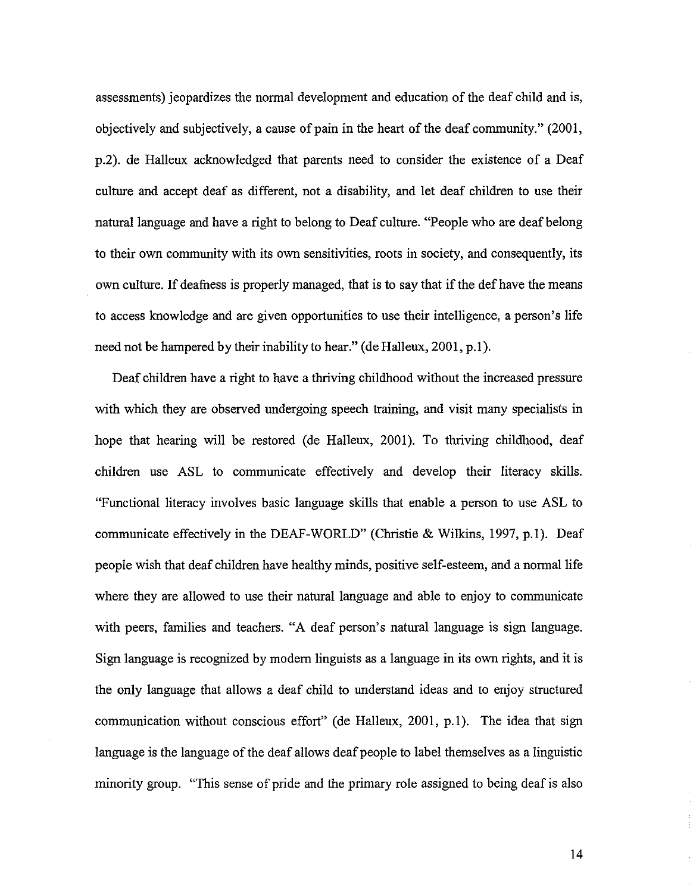assessments) jeopardizes the normal development and education of the deaf child and is, objectively and subjectively, a cause of pain in the heart of the deaf community." (2001, p.2). de Halleux acknowledged that parents need to consider the existence of a Deaf culture and accept deaf as different, not a disability, and let deaf children to use their natural language and have a right to belong to Deaf culture. "People who are deaf belong to their own community with its own sensitivities, roots in society, and consequently, its own culture. If deafness is properly managed, that is to say that if the def have the means to access knowledge and are given opportunities to use their intelligence, a person's life need not be hampered by their inability to hear." (de Halleux, 2001, p.1).

Deaf children have a right to have a thriving childhood without the increased pressure with which they are observed undergoing speech training, and visit many specialists in hope that hearing will be restored (de Halleux, 2001). To thriving childhood, deaf children use ASL to communicate effectively and develop their literacy skills. "Functional literacy involves basic language skills that enable a person to use ASL to communicate effectively in the DEAF-WORLD" (Christie & Wilkins, 1997, p.1). Deaf people wish that deaf children have healthy minds, positive self-esteem, and a normal life where they are allowed to use their natural language and able to enjoy to communicate with peers, families and teachers. "A deaf person's natural language is sign language. Sign language is recognized by modern linguists as a language in its own rights, and it is the only language that allows a deaf child to understand ideas and to enjoy structured communication without conscious effort" (de Halleux, 2001, p.1). The idea that sign language is the language of the deaf allows deaf people to label themselves as a linguistic minority group. "This sense of pride and the primary role assigned to being deaf is also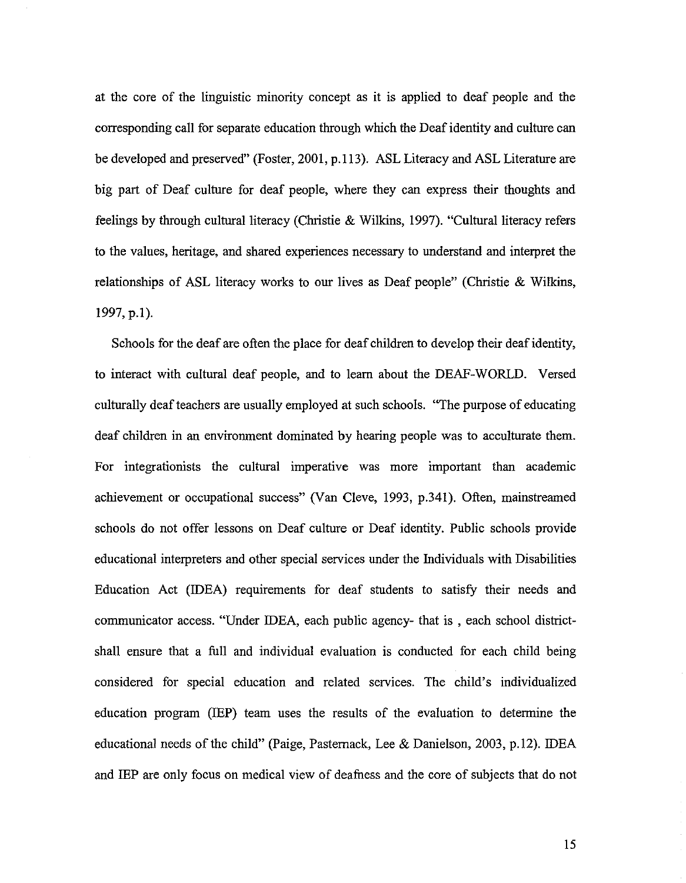at the core of the linguistic minority concept as it is applied to deaf people and the corresponding call for separate education through which the Deaf identity and culture can be developed and preserved" (Foster, 2001, p.113). ASL Literacy and ASL Literature are big part of Deaf culture for deaf people, where they can express their thoughts and feelings by through cultural literacy (Christie & Wilkins, 1997). "Cultural literacy refers to the values, heritage, and shared experiences necessary to understand and interpret the relationships of ASL literacy works to our lives as Deaf people" (Christie & Wilkins, 1997, p.1).

Schools for the deaf are often the place for deaf children to develop their deaf identity, to interact with cultural deaf people, and to learn about the DEAF-WORLD. Versed culturally deaf teachers are usually employed at such schools. "The purpose of educating deaf children in an environment dominated by hearing people was to acculturate them. For integrationists the cultural imperative was more important than academic achievement or occupational success" (Van Cleve, 1993, p.341). Often, mainstreamed schools do not offer lessons on Deaf culture or Deaf identity. Public schools provide educational interpreters and other special services under the Individuals with Disabilities Education Act (IDEA) requirements for deaf students to satisfy their needs and communicator access. "Under IDEA, each public agency- that is , each school district- shall ensure that a full and individual evaluation is conducted for each child being considered for special education and related services. The child's individualized education program (IEP) team uses the results of the evaluation to determine the educational needs of the child" (Paige, Pasternack, Lee & Danielson, 2003, p.12). IDEA and IEP are only focus on medical view of deafness and the core of subjects that do not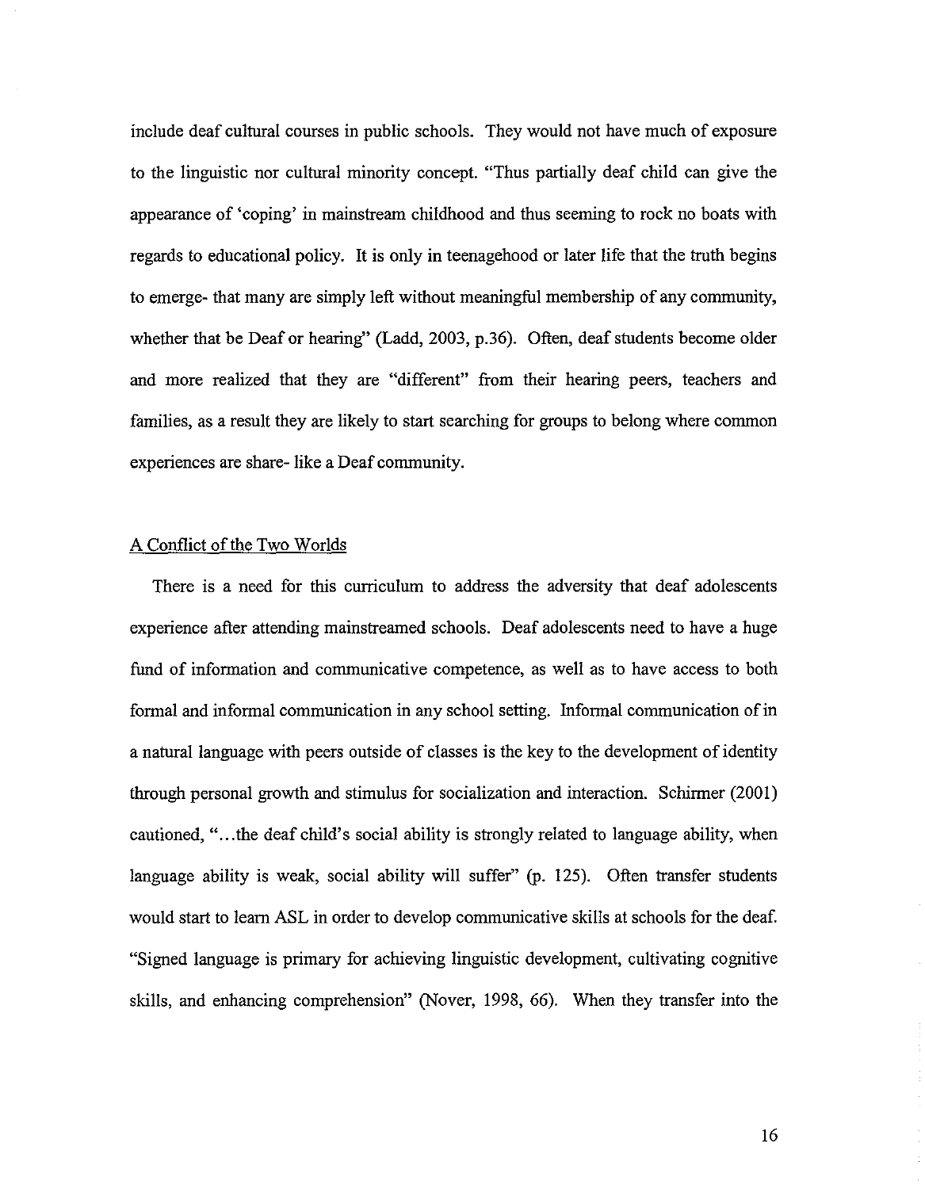include deaf cultural courses in public schools. They would not have much of exposure to the linguistic nor cultural minority concept. "Thus partially deaf child can give the appearance of 'coping' in mainstream childhood and thus seeming to rock no boats with regards to educational policy. It is only in teenagehood or later life that the truth begins to emerge- that many are simply left without meaningful membership of any community, whether that be Deaf or hearing" (Ladd, 2003, p.36). Often, deaf students become older and more realized that they are "different" from their hearing peers, teachers and families, as a result they are likely to start searching for groups to belong where common experiences are share- like a Deaf community.

## A Conflict of the Two Worlds

There is a need for this curriculum to address the adversity that deaf adolescents experience after attending mainstreamed schools. Deaf adolescents need to have a huge fund of information and communicative competence, as well as to have access to both formal and informal communication in any school setting. Informal communication of in a natural language with peers outside of classes is the key to the development of identity through personal growth and stimulus for socialization and interaction. Schirmer (2001) cautioned, "…the deaf child's social ability is strongly related to language ability, when language ability is weak, social ability will suffer" (p. 125). Often transfer students would start to learn ASL in order to develop communicative skills at schools for the deaf. "Signed language is primary for achieving linguistic development, cultivating cognitive skills, and enhancing comprehension" (Nover, 1998, 66). When they transfer into the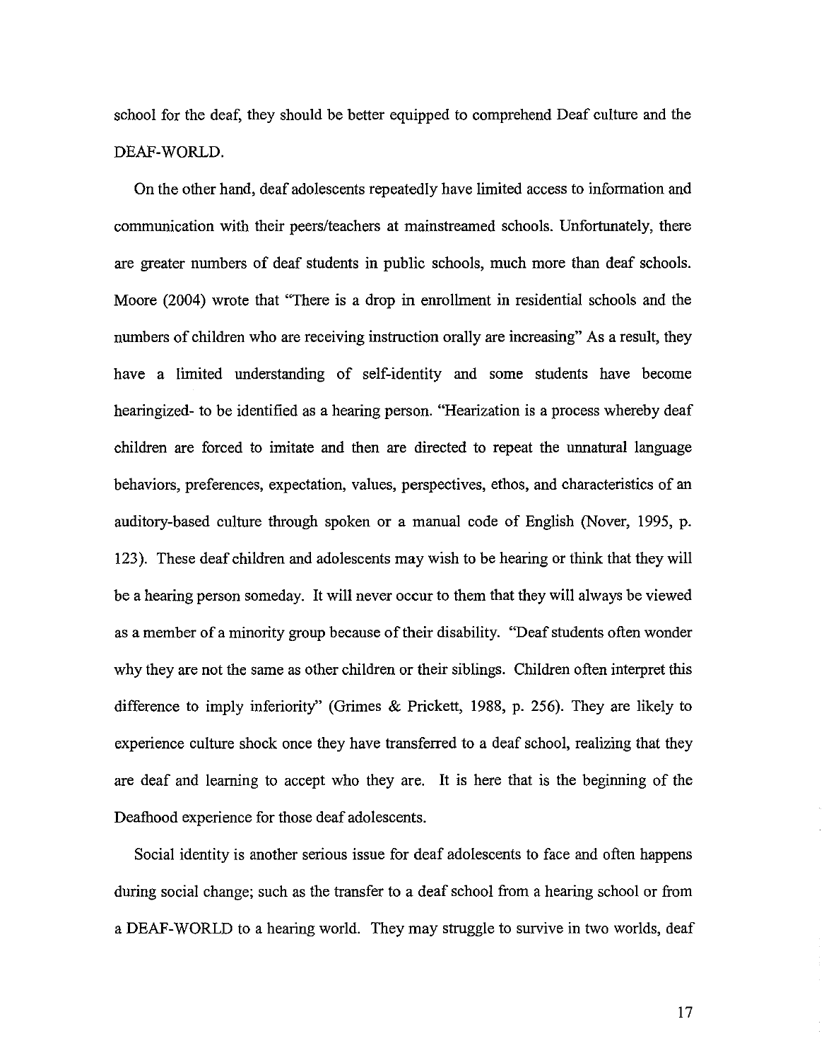school for the deaf, they should be better equipped to comprehend Deaf culture and the DEAF-WORLD.

On the other hand, deaf adolescents repeatedly have limited access to information and communication with their peers/teachers at mainstreamed schools. Unfortunately, there are greater numbers of deaf students in public schools, much more than deaf schools. Moore (2004) wrote that "There is a drop in enrollment in residential schools and the numbers of children who are receiving instruction orally are increasing" As a result, they have a limited understanding of self-identity and some students have become hearingized- to be identified as a hearing person. "Hearization is a process whereby deaf children are forced to imitate and then are directed to repeat the unnatural language behaviors, preferences, expectation, values, perspectives, ethos, and characteristics of an auditory-based culture through spoken or a manual code of English (Nover, 1995, p. 123). These deaf children and adolescents may wish to be hearing or think that they will be a hearing person someday. It will never occur to them that they will always be viewed as a member of a minority group because of their disability. "Deaf students often wonder why they are not the same as other children or their siblings. Children often interpret this difference to imply inferiority" (Grimes & Prickett, 1988, p. 256). They are likely to experience culture shock once they have transferred to a deaf school, realizing that they are deaf and learning to accept who they are. It is here that is the beginning of the Deafhood experience for those deaf adolescents.

Social identity is another serious issue for deaf adolescents to face and often happens during social change; such as the transfer to a deaf school from a hearing school or from a DEAF-WORLD to a hearing world. They may struggle to survive in two worlds, deaf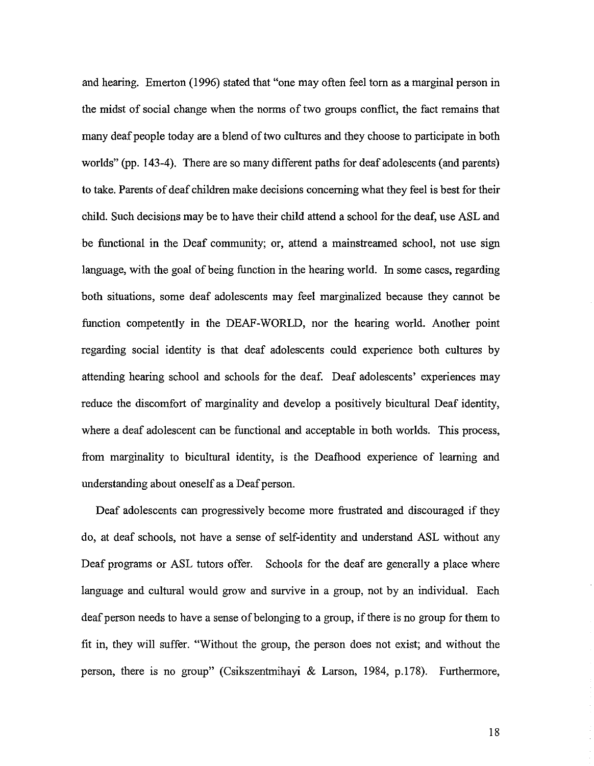and hearing. Emerton (1996) stated that "one may often feel torn as a marginal person in the midst of social change when the norms of two groups conflict, the fact remains that many deaf people today are a blend of two cultures and they choose to participate in both worlds" (pp. 143-4). There are so many different paths for deaf adolescents (and parents) to take. Parents of deaf children make decisions concerning what they feel is best for their child. Such decisions may be to have their child attend a school for the deaf, use ASL and be functional in the Deaf community; or, attend a mainstreamed school, not use sign language, with the goal of being function in the hearing world. In some cases, regarding both situations, some deaf adolescents may feel marginalized because they cannot be function competently in the DEAF-WORLD, nor the hearing world. Another point regarding social identity is that deaf adolescents could experience both cultures by attending hearing school and schools for the deaf. Deaf adolescents' experiences may reduce the discomfort of marginality and develop a positively bicultural Deaf identity, where a deaf adolescent can be functional and acceptable in both worlds. This process, from marginality to bicultural identity, is the Deafhood experience of learning and understanding about oneself as a Deaf person.

Deaf adolescents can progressively become more frustrated and discouraged if they do, at deaf schools, not have a sense of self-identity and understand ASL without any Deaf programs or ASL tutors offer. Schools for the deaf are generally a place where language and cultural would grow and survive in a group, not by an individual. Each deaf person needs to have a sense of belonging to a group, if there is no group for them to fit in, they will suffer. "Without the group, the person does not exist; and without the person, there is no group" (Csikszentmihayi & Larson, 1984, p.178). Furthermore,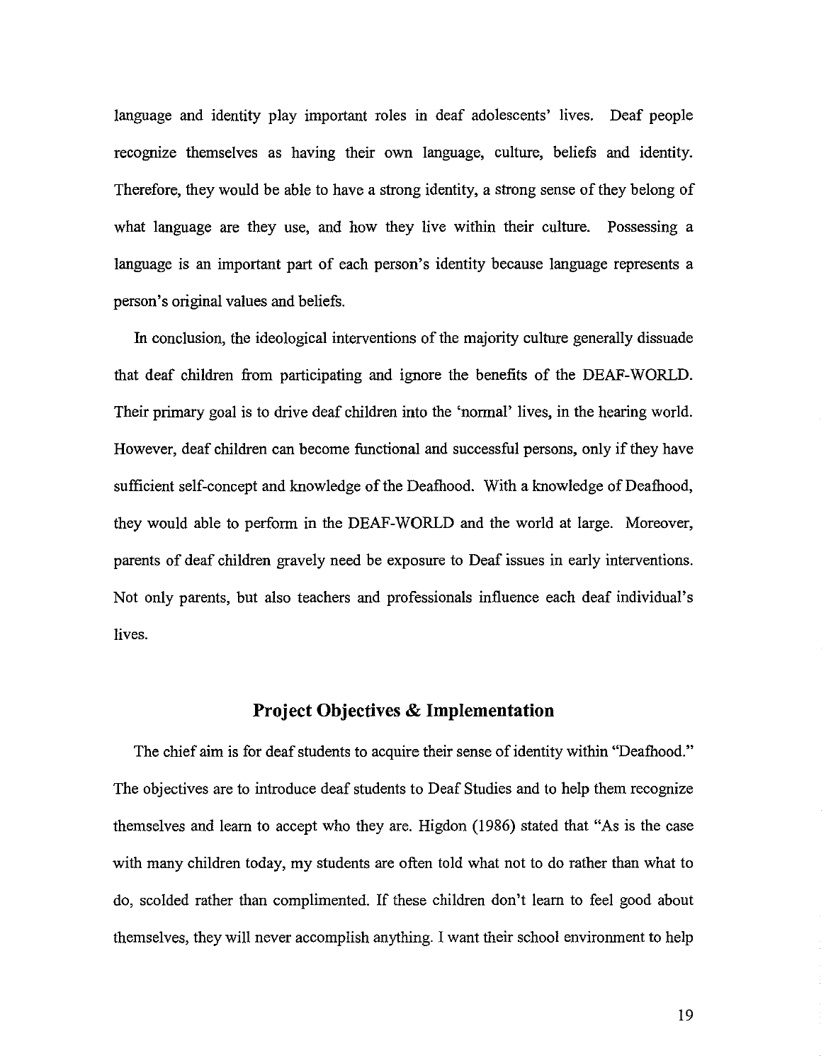language and identity play important roles in deaf adolescents' lives. Deaf people recognize themselves as having their own language, culture, beliefs and identity. Therefore, they would be able to have a strong identity, a strong sense of they belong of what language are they use, and how they live within their culture. Possessing a language is an important part of each person's identity because language represents a person's original values and beliefs.

In conclusion, the ideological interventions of the majority culture generally dissuade that deaf children from participating and ignore the benefits of the DEAF-WORLD. Their primary goal is to drive deaf children into the 'normal' lives, in the hearing world. However, deaf children can become functional and successful persons, only if they have sufficient self-concept and knowledge of the Deafhood. With a knowledge of Deafhood, they would able to perform in the DEAF-WORLD and the world at large. Moreover, parents of deaf children gravely need be exposure to Deaf issues in early interventions. Not only parents, but also teachers and professionals influence each deaf individual's lives.

## Project Objectives & Implementation

The chief aim is for deaf students to acquire their sense of identity within "Deafhood." The objectives are to introduce deaf students to Deaf Studies and to help them recognize themselves and learn to accept who they are. Higdon (1986) stated that "As is the case with many children today, my students are often told what not to do rather than what to do, scolded rather than complimented. If these children don't learn to feel good about themselves, they will never accomplish anything. I want their school environment to help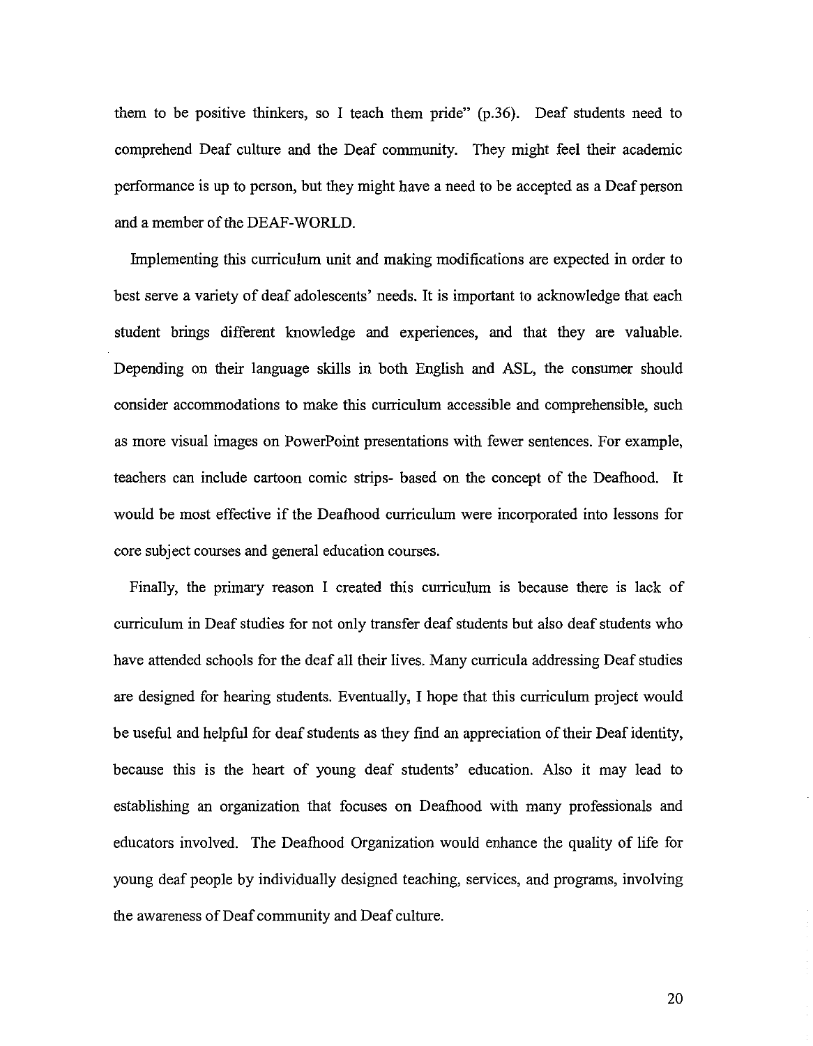them to be positive thinkers, so I teach them pride" (p.36). Deaf students need to comprehend Deaf culture and the Deaf community. They might feel their academic performance is up to person, but they might have a need to be accepted as a Deaf person and a member of the DEAF-WORLD.

Implementing this curriculum unit and making modifications are expected in order to best serve a variety of deaf adolescents' needs. It is important to acknowledge that each student brings different knowledge and experiences, and that they are valuable. Depending on their language skills in both English and ASL, the consumer should consider accommodations to make this curriculum accessible and comprehensible, such as more visual images on PowerPoint presentations with fewer sentences. For example, teachers can include cartoon comic strips- based on the concept of the Deafhood. It would be most effective if the Deafhood curriculum were incorporated into lessons for core subject courses and general education courses.

Finally, the primary reason I created this curriculum is because there is lack of curriculum in Deaf studies for not only transfer deaf students but also deaf students who have attended schools for the deaf all their lives. Many curricula addressing Deaf studies are designed for hearing students. Eventually, I hope that this curriculum project would be useful and helpful for deaf students as they find an appreciation of their Deaf identity, because this is the heart of young deaf students' education. Also it may lead to establishing an organization that focuses on Deafhood with many professionals and educators involved. The Deafhood Organization would enhance the quality of life for young deaf people by individually designed teaching, services, and programs, involving the awareness of Deaf community and Deaf culture.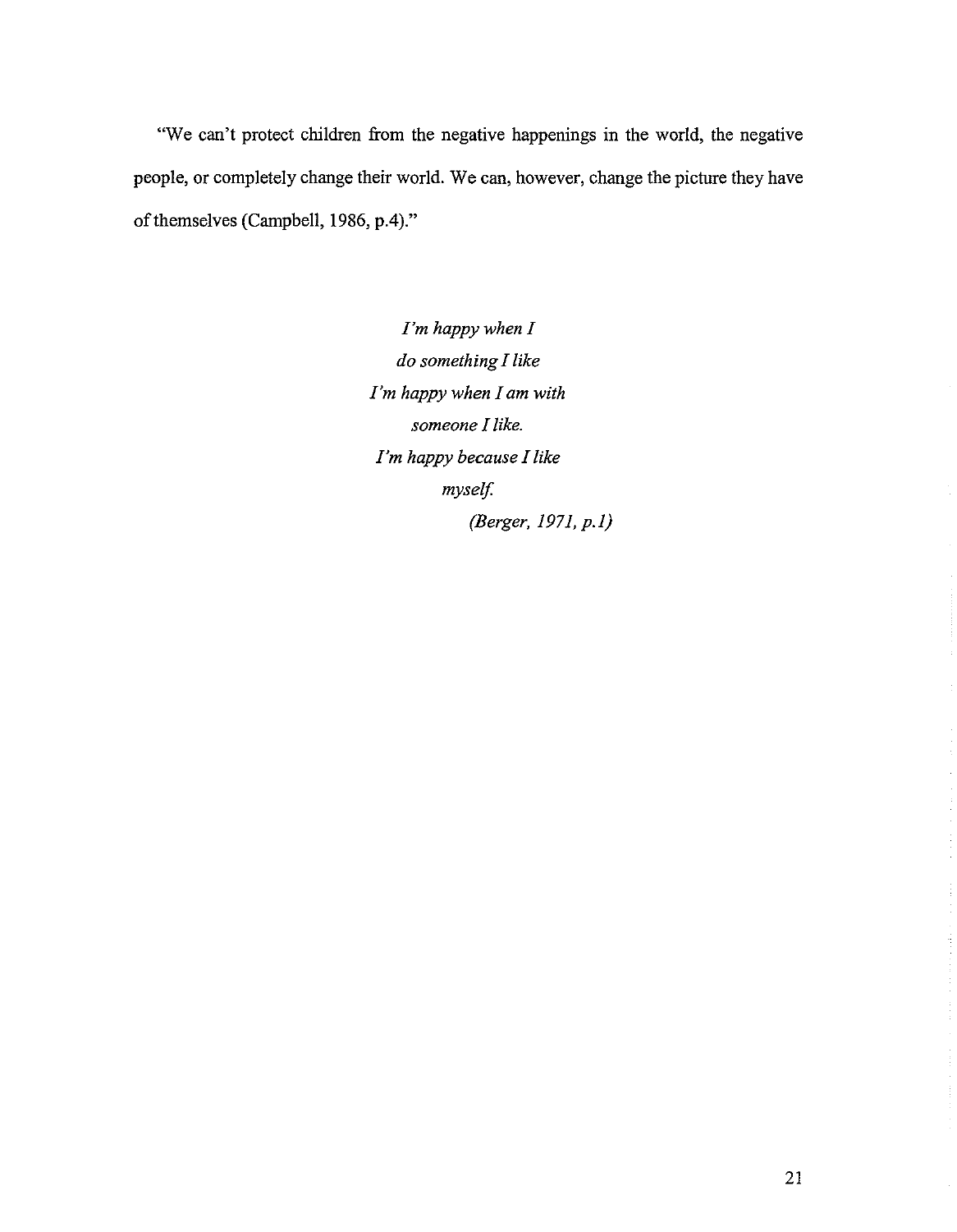"We can't protect children from the negative happenings in the world, the negative people, or completely change their world. We can, however, change the picture they have of themselves (Campbell, 1986, p.4)."

*I'm happy when I*
*do something I like*
*I'm happy when I am with*
*someone I like.*
*I'm happy because I like*
*myself.*
*(Berger, 1971, p.1)*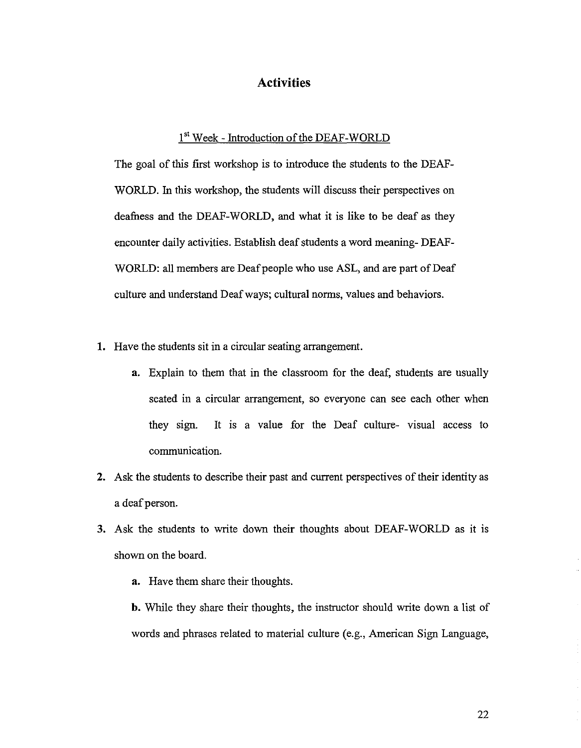## Activities

### 1st Week - Introduction of the DEAF-WORLD

The goal of this first workshop is to introduce the students to the DEAF-WORLD. In this workshop, the students will discuss their perspectives on deafness and the DEAF-WORLD, and what it is like to be deaf as they encounter daily activities. Establish deaf students a word meaning- DEAF-WORLD: all members are Deaf people who use ASL, and are part of Deaf culture and understand Deaf ways; cultural norms, values and behaviors.

1. Have the students sit in a circular seating arrangement.
    a. Explain to them that in the classroom for the deaf, students are usually seated in a circular arrangement, so everyone can see each other when they sign. It is a value for the Deaf culture- visual access to communication.
2. Ask the students to describe their past and current perspectives of their identity as a deaf person.
3. Ask the students to write down their thoughts about DEAF-WORLD as it is shown on the board.
    a. Have them share their thoughts.
    b. While they share their thoughts, the instructor should write down a list of words and phrases related to material culture (e.g., American Sign Language,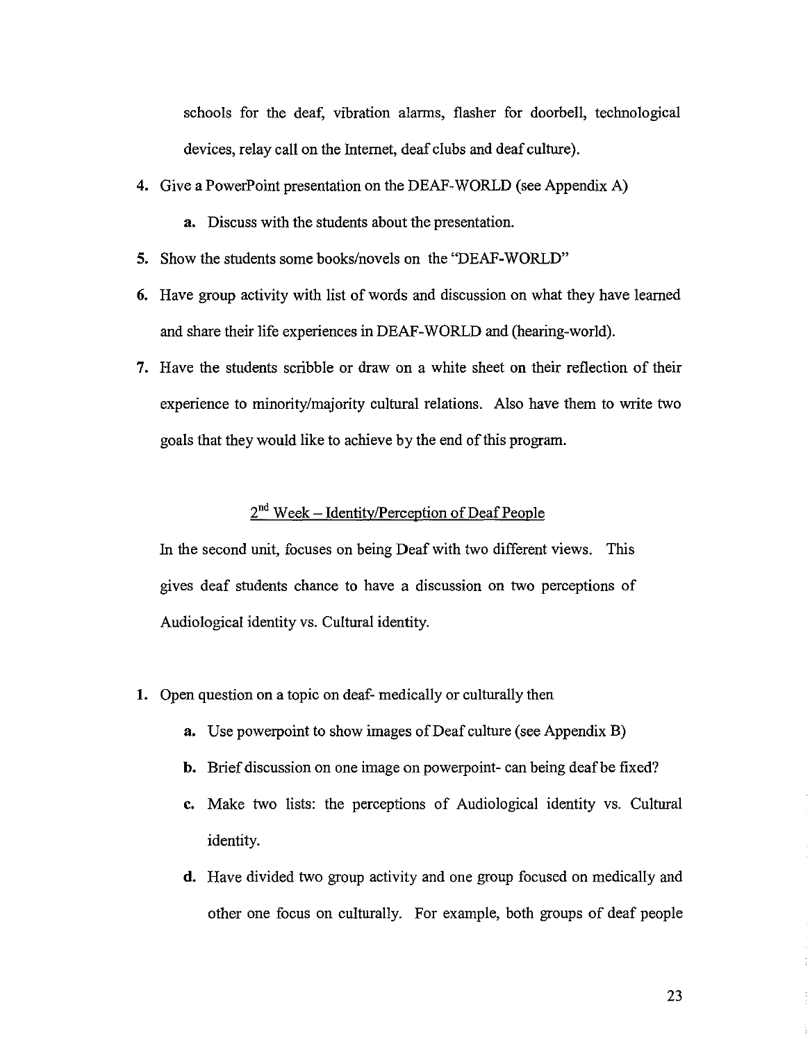schools for the deaf, vibration alarms, flasher for doorbell, technological devices, relay call on the Internet, deaf clubs and deaf culture).

4. Give a PowerPoint presentation on the DEAF-WORLD (see Appendix A)
   **a.** Discuss with the students about the presentation.
5. Show the students some books/novels on the "DEAF-WORLD"
6. Have group activity with list of words and discussion on what they have learned and share their life experiences in DEAF-WORLD and (hearing-world).
7. Have the students scribble or draw on a white sheet on their reflection of their experience to minority/majority cultural relations. Also have them to write two goals that they would like to achieve by the end of this program.

## 2nd Week – Identity/Perception of Deaf People

In the second unit, focuses on being Deaf with two different views. This gives deaf students chance to have a discussion on two perceptions of Audiological identity vs. Cultural identity.

1. Open question on a topic on deaf- medically or culturally then
   **a.** Use powerpoint to show images of Deaf culture (see Appendix B)
   **b.** Brief discussion on one image on powerpoint- can being deaf be fixed?
   **c.** Make two lists: the perceptions of Audiological identity vs. Cultural identity.
   **d.** Have divided two group activity and one group focused on medically and other one focus on culturally. For example, both groups of deaf people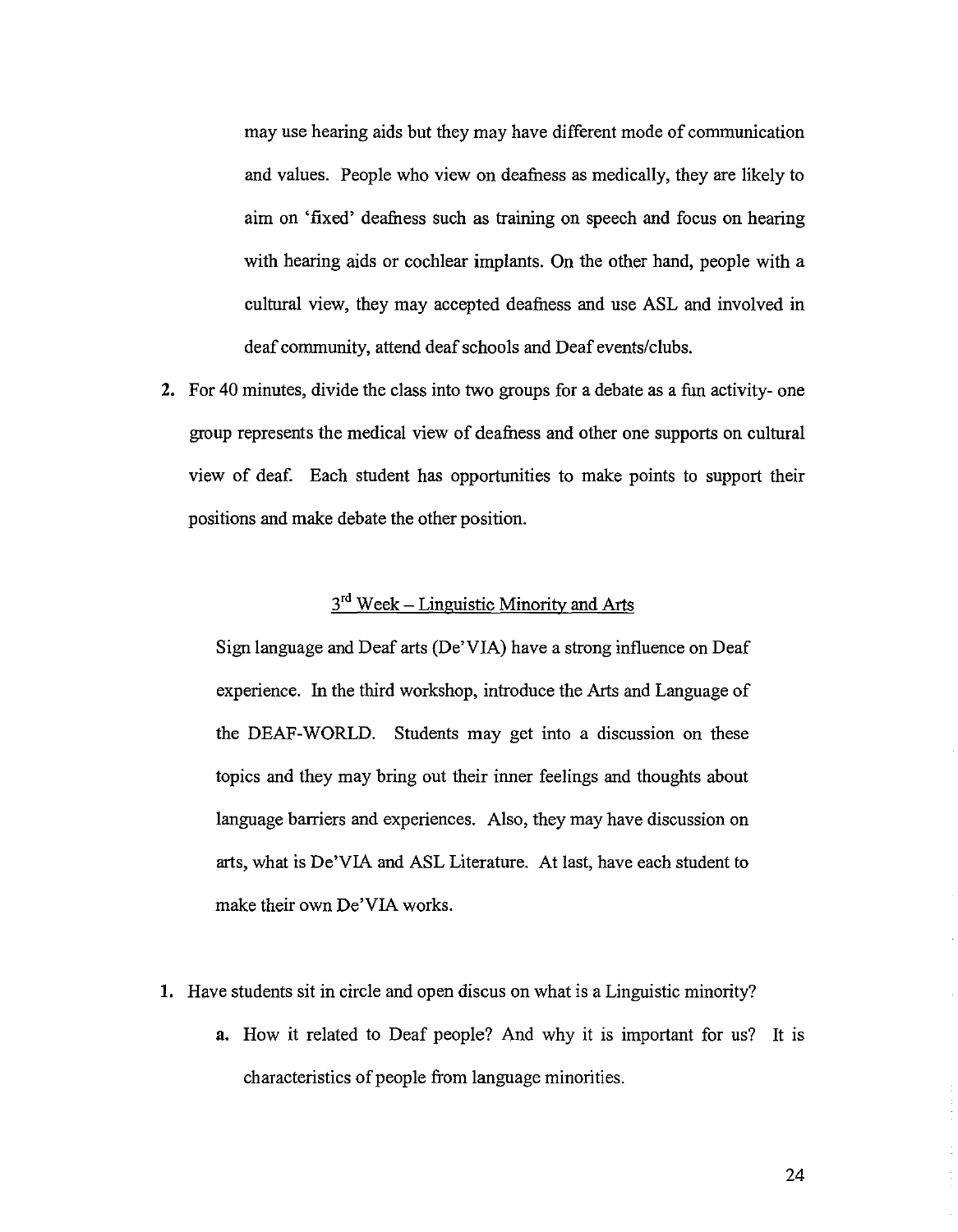may use hearing aids but they may have different mode of communication and values. People who view on deafness as medically, they are likely to aim on 'fixed' deafness such as training on speech and focus on hearing with hearing aids or cochlear implants. On the other hand, people with a cultural view, they may accepted deafness and use ASL and involved in deaf community, attend deaf schools and Deaf events/clubs.

2. For 40 minutes, divide the class into two groups for a debate as a fun activity- one group represents the medical view of deafness and other one supports on cultural view of deaf. Each student has opportunities to make points to support their positions and make debate the other position.

### 3rd Week – Linguistic Minority and Arts

Sign language and Deaf arts (De'VIA) have a strong influence on Deaf experience. In the third workshop, introduce the Arts and Language of the DEAF-WORLD. Students may get into a discussion on these topics and they may bring out their inner feelings and thoughts about language barriers and experiences. Also, they may have discussion on arts, what is De'VIA and ASL Literature. At last, have each student to make their own De'VIA works.

1. Have students sit in circle and open discus on what is a Linguistic minority?
   a. How it related to Deaf people? And why it is important for us? It is characteristics of people from language minorities.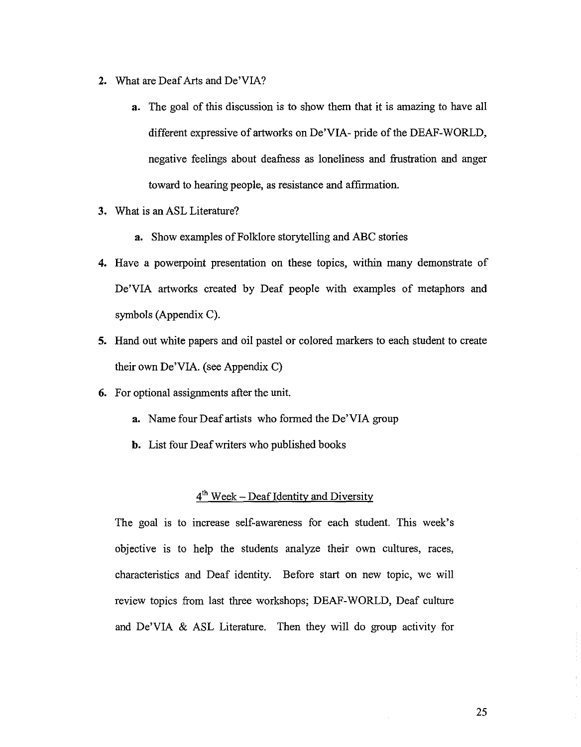2. What are Deaf Arts and De'VIA?

   a. The goal of this discussion is to show them that it is amazing to have all different expressive of artworks on De'VIA- pride of the DEAF-WORLD, negative feelings about deafness as loneliness and frustration and anger toward to hearing people, as resistance and affirmation.

3. What is an ASL Literature?

   a. Show examples of Folklore storytelling and ABC stories

4. Have a powerpoint presentation on these topics, within many demonstrate of De'VIA artworks created by Deaf people with examples of metaphors and symbols (Appendix C).

5. Hand out white papers and oil pastel or colored markers to each student to create their own De'VIA. (see Appendix C)

6. For optional assignments after the unit.

   a. Name four Deaf artists who formed the De'VIA group

   b. List four Deaf writers who published books

<u>4th Week – Deaf Identity and Diversity</u>

The goal is to increase self-awareness for each student. This week's objective is to help the students analyze their own cultures, races, characteristics and Deaf identity. Before start on new topic, we will review topics from last three workshops; DEAF-WORLD, Deaf culture and De'VIA & ASL Literature. Then they will do group activity for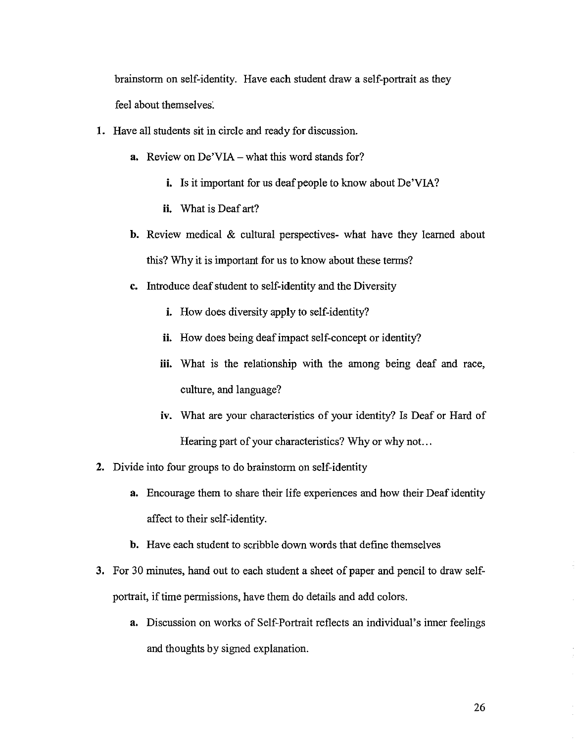brainstorm on self-identity. Have each student draw a self-portrait as they feel about themselves.

1. Have all students sit in circle and ready for discussion.
   a. Review on De'VIA – what this word stands for?
      i. Is it important for us deaf people to know about De'VIA?
      ii. What is Deaf art?
   b. Review medical & cultural perspectives- what have they learned about this? Why it is important for us to know about these terms?
   c. Introduce deaf student to self-identity and the Diversity
      i. How does diversity apply to self-identity?
      ii. How does being deaf impact self-concept or identity?
      iii. What is the relationship with the among being deaf and race, culture, and language?
      iv. What are your characteristics of your identity? Is Deaf or Hard of Hearing part of your characteristics? Why or why not…
2. Divide into four groups to do brainstorm on self-identity
   a. Encourage them to share their life experiences and how their Deaf identity affect to their self-identity.
   b. Have each student to scribble down words that define themselves
3. For 30 minutes, hand out to each student a sheet of paper and pencil to draw self-portrait, if time permissions, have them do details and add colors.
   a. Discussion on works of Self-Portrait reflects an individual's inner feelings and thoughts by signed explanation.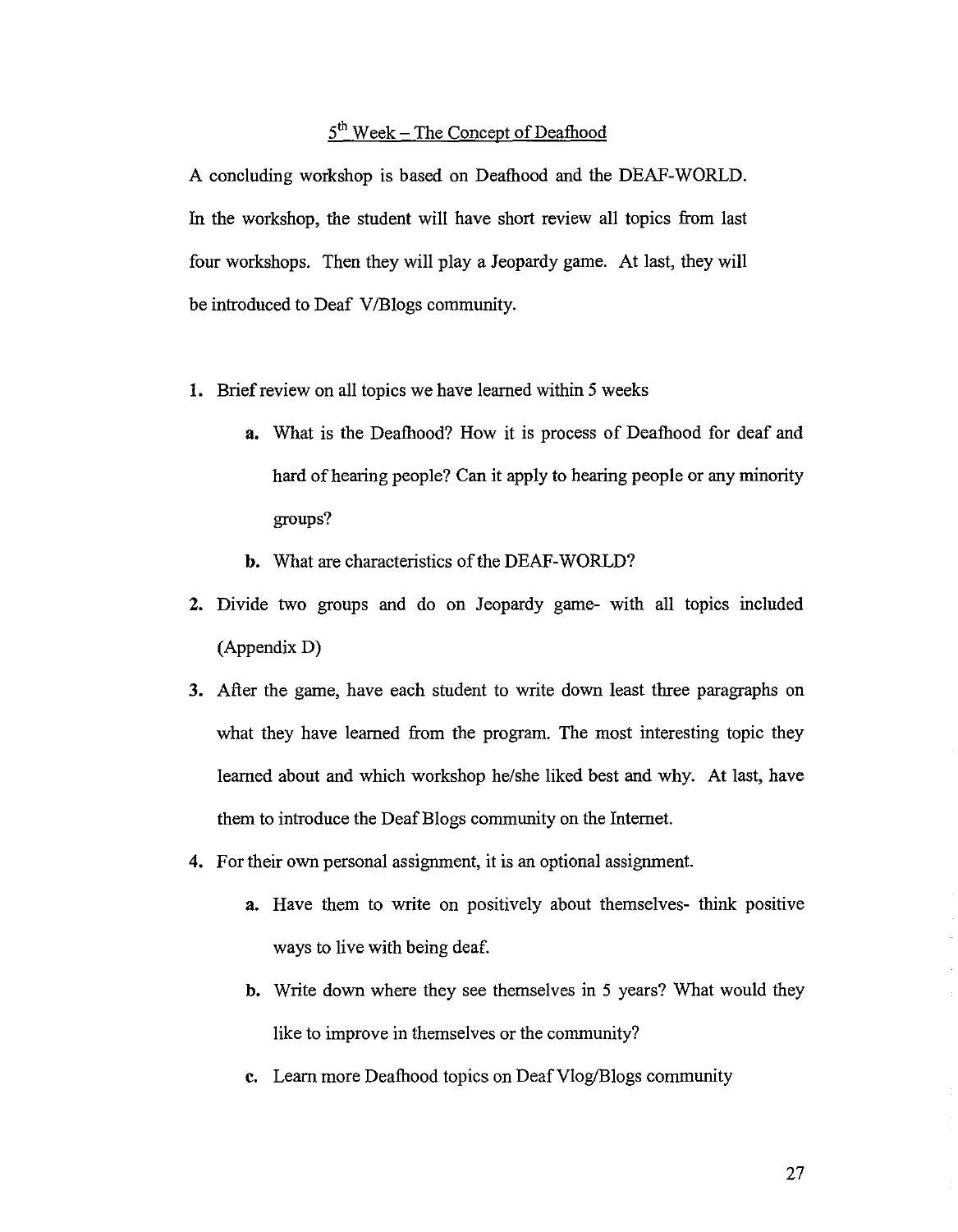## 5th Week – The Concept of Deafhood

A concluding workshop is based on Deafhood and the DEAF-WORLD. In the workshop, the student will have short review all topics from last four workshops. Then they will play a Jeopardy game. At last, they will be introduced to Deaf V/Blogs community.

1. Brief review on all topics we have learned within 5 weeks
   a. What is the Deafhood? How it is process of Deafhood for deaf and hard of hearing people? Can it apply to hearing people or any minority groups?
   b. What are characteristics of the DEAF-WORLD?
2. Divide two groups and do on Jeopardy game- with all topics included (Appendix D)
3. After the game, have each student to write down least three paragraphs on what they have learned from the program. The most interesting topic they learned about and which workshop he/she liked best and why. At last, have them to introduce the Deaf Blogs community on the Internet.
4. For their own personal assignment, it is an optional assignment.
   a. Have them to write on positively about themselves- think positive ways to live with being deaf.
   b. Write down where they see themselves in 5 years? What would they like to improve in themselves or the community?
   c. Learn more Deafhood topics on Deaf Vlog/Blogs community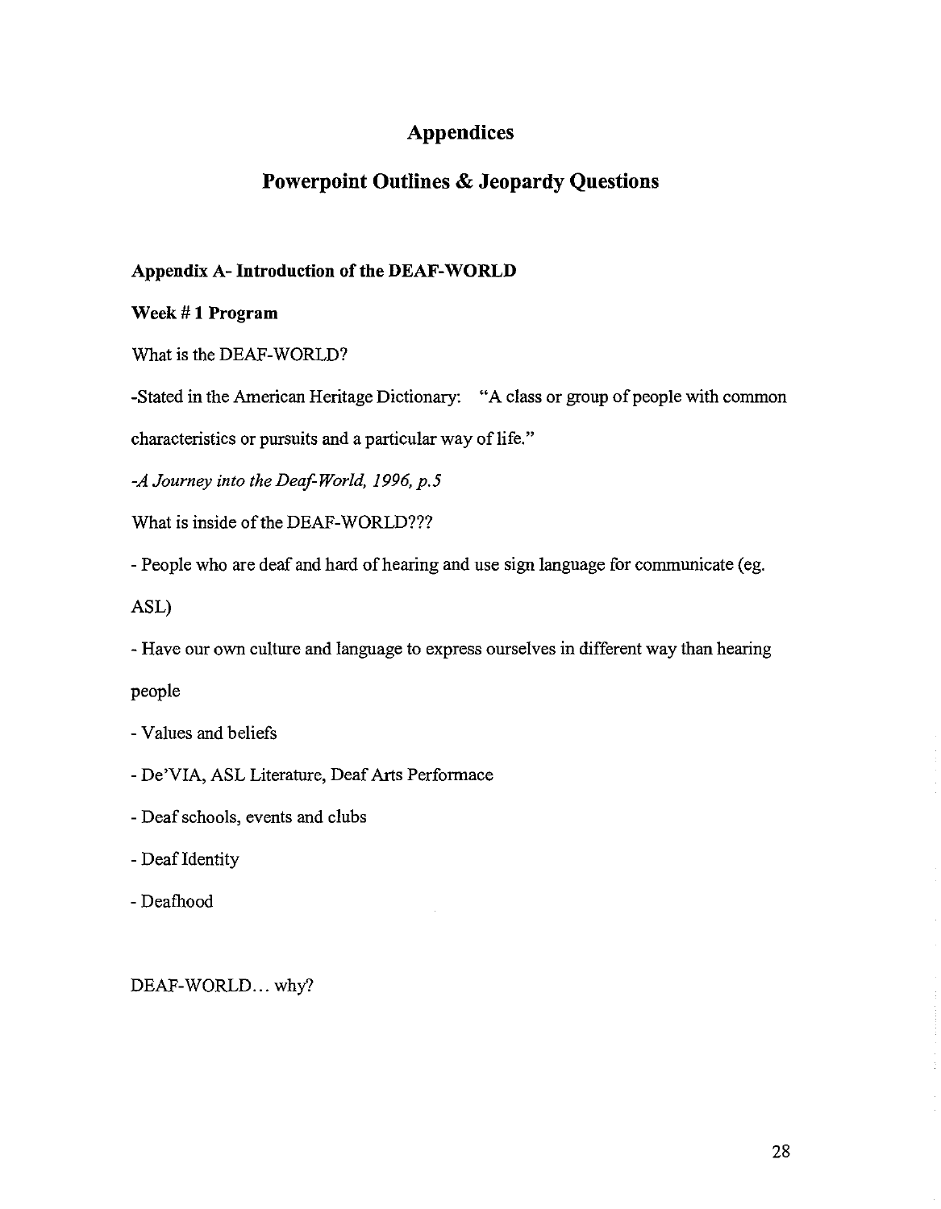# Appendices

## Powerpoint Outlines & Jeopardy Questions

**Appendix A- Introduction of the DEAF-WORLD**

**Week # 1 Program**

What is the DEAF-WORLD?

-Stated in the American Heritage Dictionary: "A class or group of people with common characteristics or pursuits and a particular way of life."

*-A Journey into the Deaf-World, 1996, p.5*

What is inside of the DEAF-WORLD???

- People who are deaf and hard of hearing and use sign language for communicate (eg. ASL)
- Have our own culture and language to express ourselves in different way than hearing people
- Values and beliefs
- De'VIA, ASL Literature, Deaf Arts Performace
- Deaf schools, events and clubs
- Deaf Identity
- Deafhood

DEAF-WORLD... why?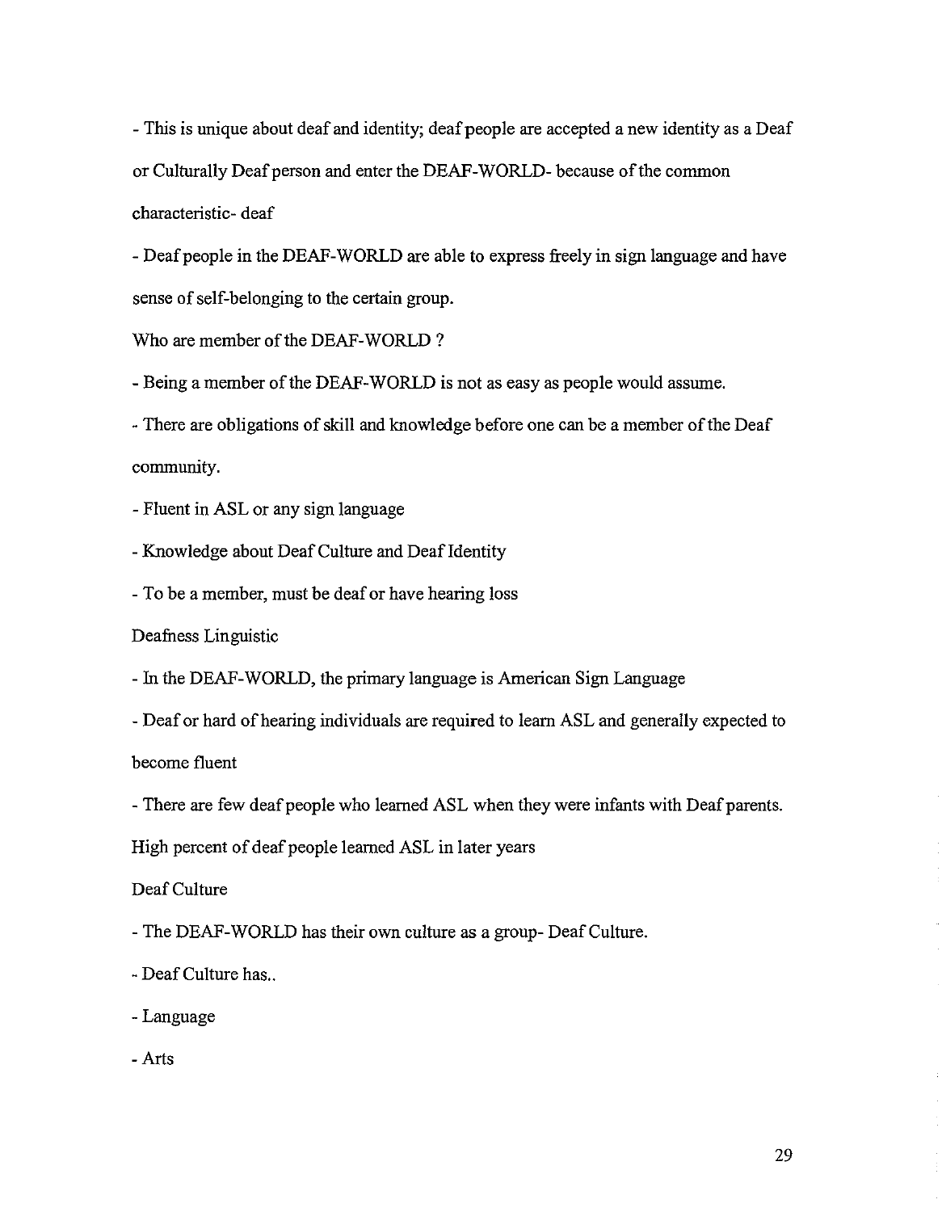- This is unique about deaf and identity; deaf people are accepted a new identity as a Deaf or Culturally Deaf person and enter the DEAF-WORLD- because of the common characteristic- deaf

- Deaf people in the DEAF-WORLD are able to express freely in sign language and have sense of self-belonging to the certain group.

Who are member of the DEAF-WORLD ?

- Being a member of the DEAF-WORLD is not as easy as people would assume.

- There are obligations of skill and knowledge before one can be a member of the Deaf community.

- Fluent in ASL or any sign language

- Knowledge about Deaf Culture and Deaf Identity

- To be a member, must be deaf or have hearing loss

Deafness Linguistic

- In the DEAF-WORLD, the primary language is American Sign Language

- Deaf or hard of hearing individuals are required to learn ASL and generally expected to become fluent

- There are few deaf people who learned ASL when they were infants with Deaf parents. High percent of deaf people learned ASL in later years

Deaf Culture

- The DEAF-WORLD has their own culture as a group- Deaf Culture.

- Deaf Culture has..

- Language

- Arts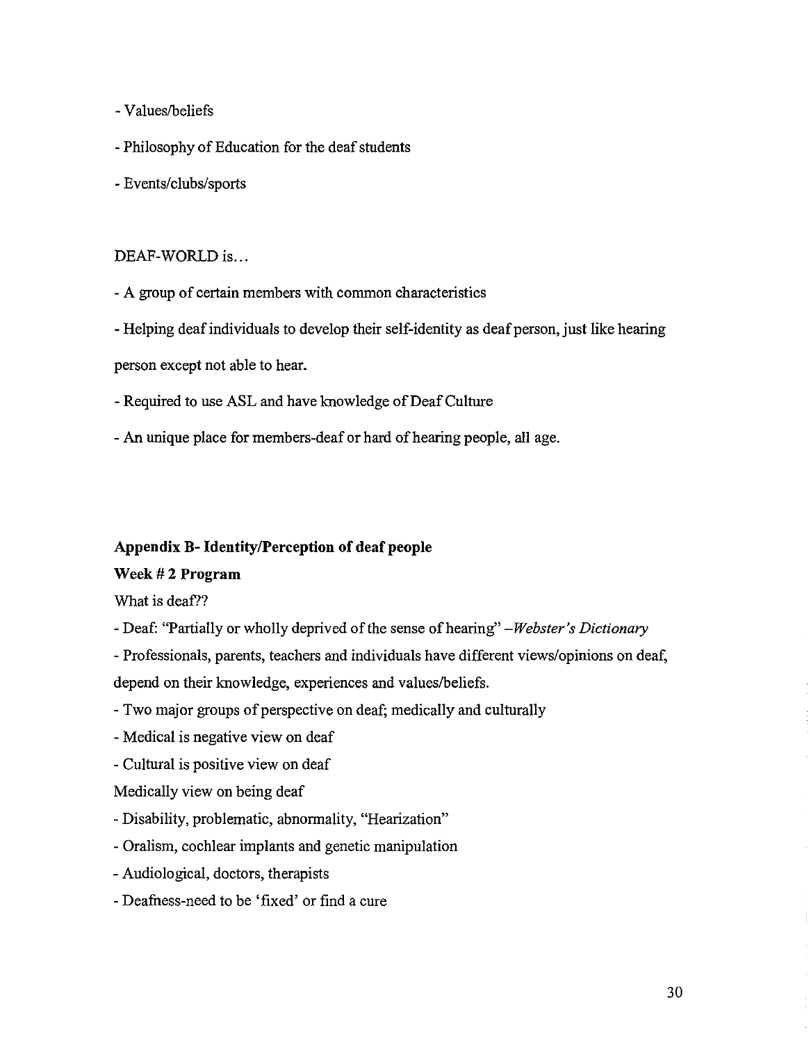- Values/beliefs

- Philosophy of Education for the deaf students

- Events/clubs/sports

DEAF-WORLD is…

- A group of certain members with common characteristics

- Helping deaf individuals to develop their self-identity as deaf person, just like hearing person except not able to hear.

- Required to use ASL and have knowledge of Deaf Culture

- An unique place for members-deaf or hard of hearing people, all age.

**Appendix B- Identity/Perception of deaf people**

**Week # 2 Program**

What is deaf??

- Deaf: "Partially or wholly deprived of the sense of hearing" –*Webster's Dictionary*
- Professionals, parents, teachers and individuals have different views/opinions on deaf, depend on their knowledge, experiences and values/beliefs.
- Two major groups of perspective on deaf; medically and culturally
- Medical is negative view on deaf
- Cultural is positive view on deaf

Medically view on being deaf

- Disability, problematic, abnormality, "Hearization"
- Oralism, cochlear implants and genetic manipulation
- Audiological, doctors, therapists
- Deafness-need to be 'fixed' or find a cure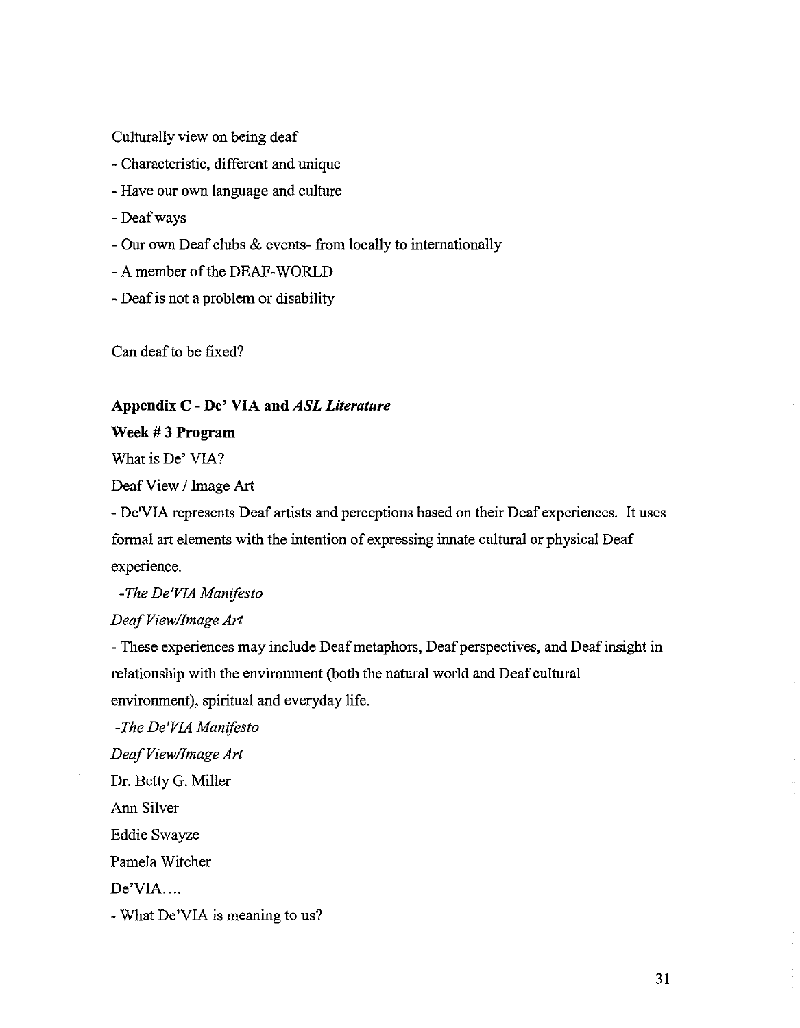Culturally view on being deaf

- Characteristic, different and unique
- Have our own language and culture
- Deaf ways
- Our own Deaf clubs & events- from locally to internationally
- A member of the DEAF-WORLD
- Deaf is not a problem or disability

Can deaf to be fixed?

**Appendix C - De' VIA and *ASL Literature***

**Week # 3 Program**

What is De' VIA?

Deaf View / Image Art

- De'VIA represents Deaf artists and perceptions based on their Deaf experiences. It uses formal art elements with the intention of expressing innate cultural or physical Deaf experience.

*-The De'VIA Manifesto*

*Deaf View/Image Art*

- These experiences may include Deaf metaphors, Deaf perspectives, and Deaf insight in relationship with the environment (both the natural world and Deaf cultural environment), spiritual and everyday life.

*-The De'VIA Manifesto*

*Deaf View/Image Art*

Dr. Betty G. Miller

Ann Silver

Eddie Swayze

Pamela Witcher

De'VIA....

- What De'VIA is meaning to us?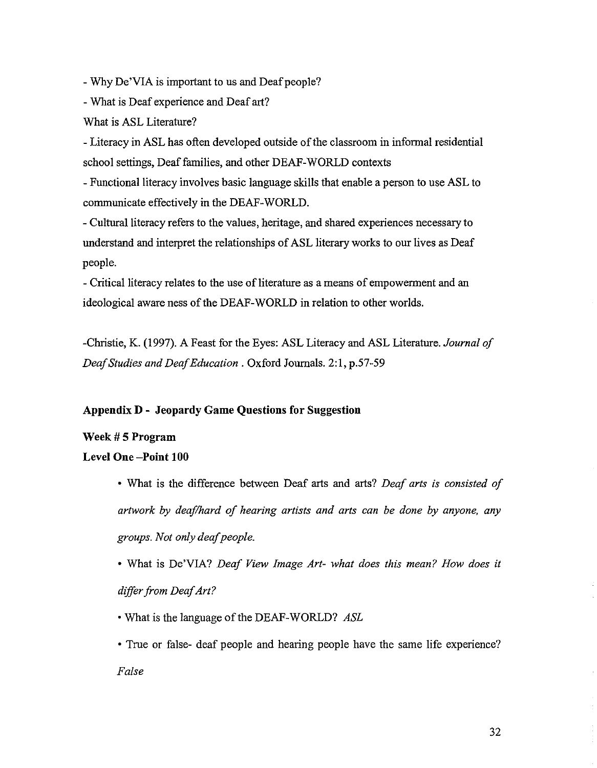- Why De'VIA is important to us and Deaf people?

- What is Deaf experience and Deaf art?

What is ASL Literature?

- Literacy in ASL has often developed outside of the classroom in informal residential school settings, Deaf families, and other DEAF-WORLD contexts

- Functional literacy involves basic language skills that enable a person to use ASL to communicate effectively in the DEAF-WORLD.

- Cultural literacy refers to the values, heritage, and shared experiences necessary to understand and interpret the relationships of ASL literary works to our lives as Deaf people.

- Critical literacy relates to the use of literature as a means of empowerment and an ideological aware ness of the DEAF-WORLD in relation to other worlds.

-Christie, K. (1997). A Feast for the Eyes: ASL Literacy and ASL Literature. *Journal of Deaf Studies and Deaf Education* . Oxford Journals. 2:1, p.57-59

## Appendix D - Jeopardy Game Questions for Suggestion

### Week # 5 Program

### Level One –Point 100

- What is the difference between Deaf arts and arts? *Deaf arts is consisted of artwork by deaf/hard of hearing artists and arts can be done by anyone, any groups. Not only deaf people.*
- What is De'VIA? *Deaf View Image Art- what does this mean? How does it differ from Deaf Art?*
- What is the language of the DEAF-WORLD? *ASL*
- True or false- deaf people and hearing people have the same life experience? *False*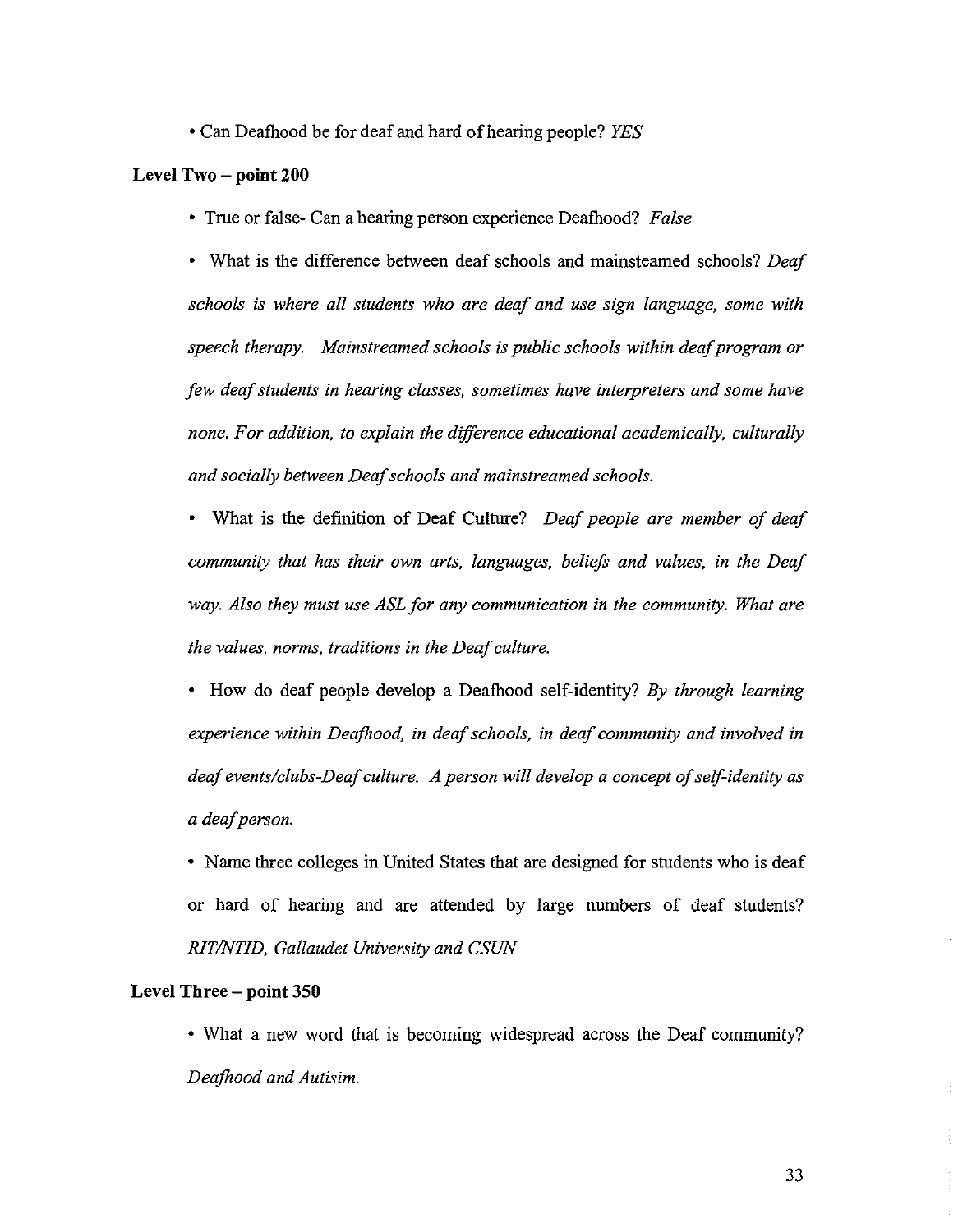- Can Deafhood be for deaf and hard of hearing people? *YES*

**Level Two – point 200**

- True or false- Can a hearing person experience Deafhood? *False*
- What is the difference between deaf schools and mainsteamed schools? *Deaf schools is where all students who are deaf and use sign language, some with speech therapy. Mainstreamed schools is public schools within deaf program or few deaf students in hearing classes, sometimes have interpreters and some have none. For addition, to explain the difference educational academically, culturally and socially between Deaf schools and mainstreamed schools.*
- What is the definition of Deaf Culture? *Deaf people are member of deaf community that has their own arts, languages, beliefs and values, in the Deaf way. Also they must use ASL for any communication in the community. What are the values, norms, traditions in the Deaf culture.*
- How do deaf people develop a Deafhood self-identity? *By through learning experience within Deafhood, in deaf schools, in deaf community and involved in deaf events/clubs-Deaf culture. A person will develop a concept of self-identity as a deaf person.*
- Name three colleges in United States that are designed for students who is deaf or hard of hearing and are attended by large numbers of deaf students? *RIT/NTID, Gallaudet University and CSUN*

**Level Three – point 350**

- What a new word that is becoming widespread across the Deaf community? *Deafhood and Autisim.*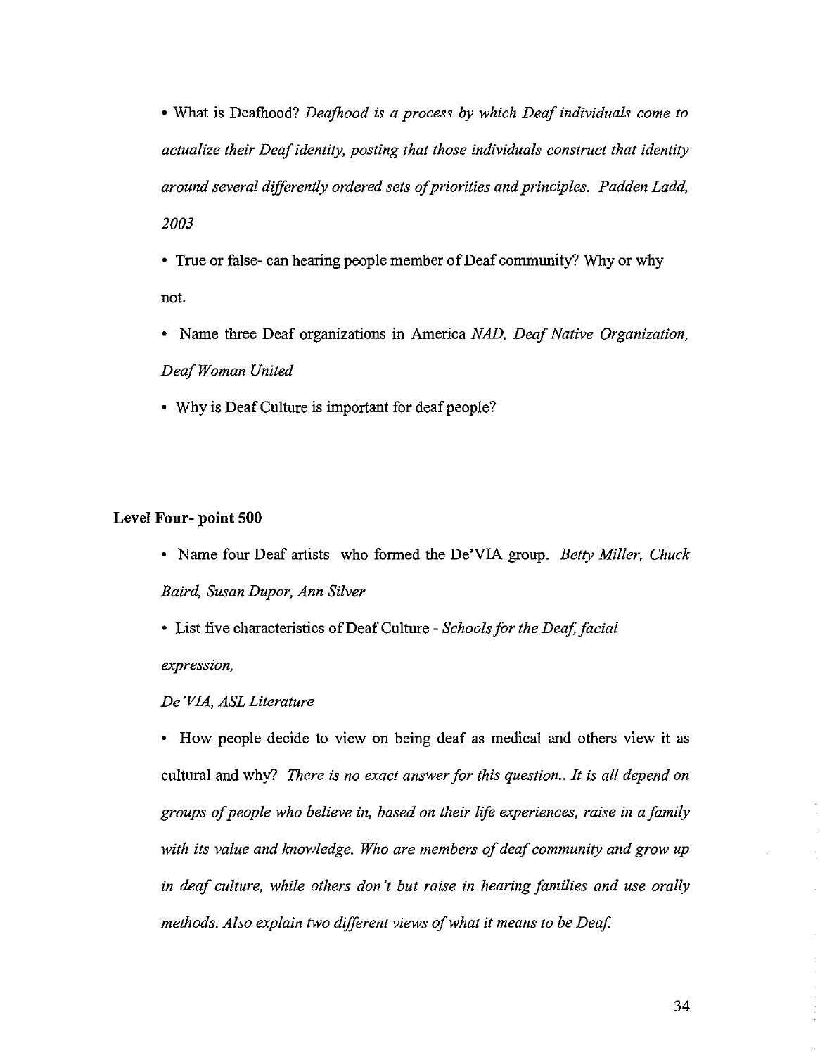- What is Deafhood? *Deafhood is a process by which Deaf individuals come to actualize their Deaf identity, posting that those individuals construct that identity around several differently ordered sets of priorities and principles. Padden Ladd, 2003*

- True or false- can hearing people member of Deaf community? Why or why not.

- Name three Deaf organizations in America *NAD, Deaf Native Organization, Deaf Woman United*

- Why is Deaf Culture is important for deaf people?

**Level Four- point 500**

- Name four Deaf artists who formed the De'VIA group. *Betty Miller, Chuck Baird, Susan Dupor, Ann Silver*

- List five characteristics of Deaf Culture - *Schools for the Deaf, facial expression,*

  *De'VIA, ASL Literature*

- How people decide to view on being deaf as medical and others view it as cultural and why? *There is no exact answer for this question.. It is all depend on groups of people who believe in, based on their life experiences, raise in a family with its value and knowledge. Who are members of deaf community and grow up in deaf culture, while others don't but raise in hearing families and use orally methods. Also explain two different views of what it means to be Deaf.*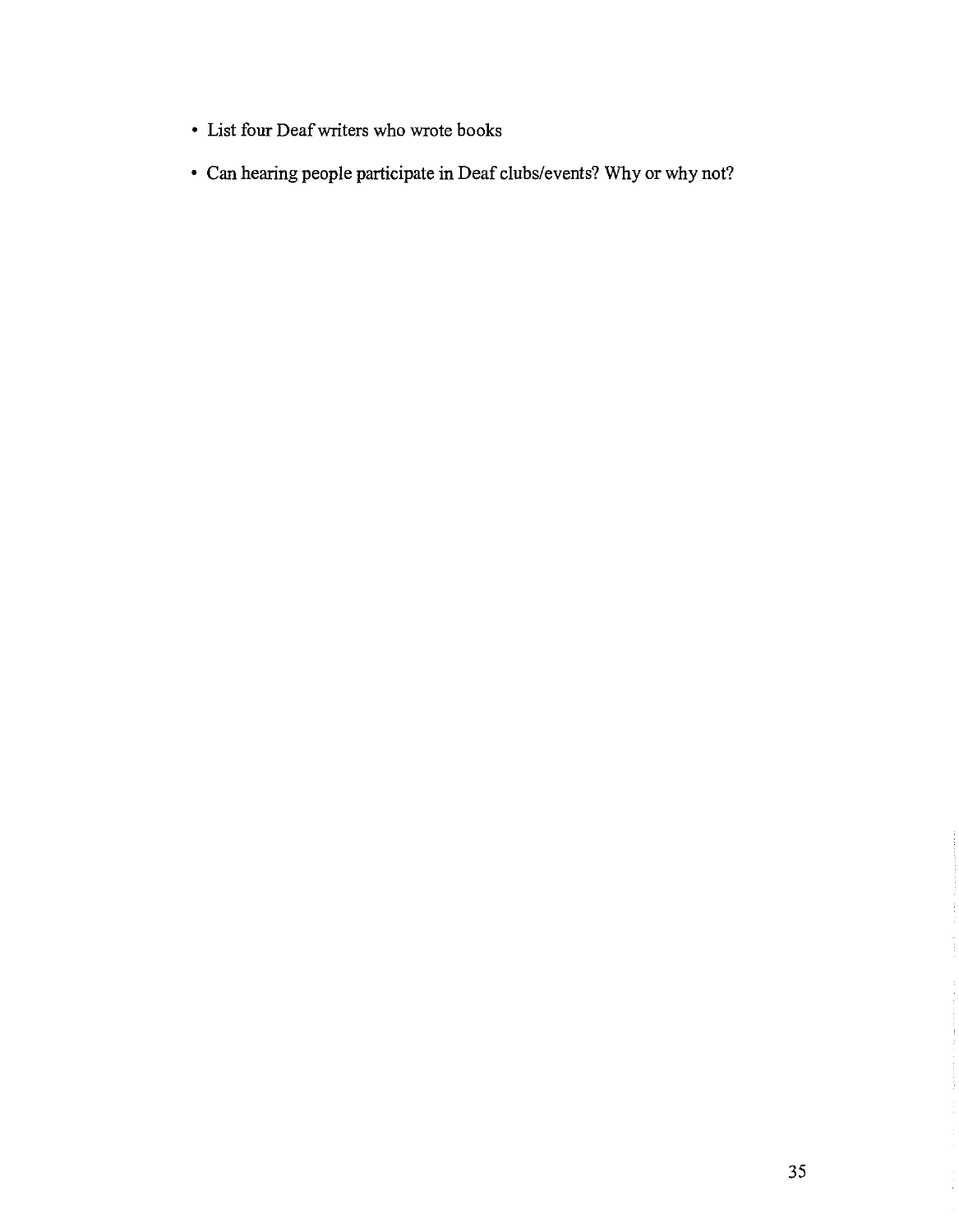- List four Deaf writers who wrote books
- Can hearing people participate in Deaf clubs/events? Why or why not?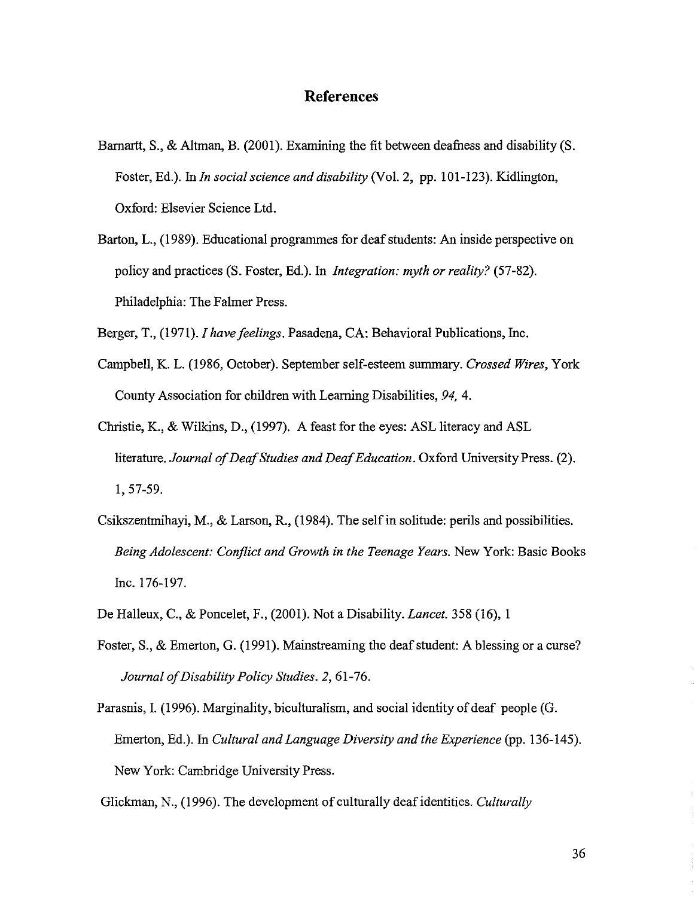## References

Barnartt, S., & Altman, B. (2001). Examining the fit between deafness and disability (S. Foster, Ed.). In *In social science and disability* (Vol. 2, pp. 101-123). Kidlington, Oxford: Elsevier Science Ltd.

Barton, L., (1989). Educational programmes for deaf students: An inside perspective on policy and practices (S. Foster, Ed.). In *Integration: myth or reality?* (57-82). Philadelphia: The Falmer Press.

Berger, T., (1971). *I have feelings*. Pasadena, CA: Behavioral Publications, Inc.

Campbell, K. L. (1986, October). September self-esteem summary. *Crossed Wires*, York County Association for children with Learning Disabilities, *94,* 4.

Christie, K., & Wilkins, D., (1997). A feast for the eyes: ASL literacy and ASL literature. *Journal of Deaf Studies and Deaf Education*. Oxford University Press. (2). 1, 57-59.

Csikszentmihayi, M., & Larson, R., (1984). The self in solitude: perils and possibilities. *Being Adolescent: Conflict and Growth in the Teenage Years.* New York: Basic Books Inc. 176-197.

De Halleux, C., & Poncelet, F., (2001). Not a Disability. *Lancet.* 358 (16), 1

Foster, S., & Emerton, G. (1991). Mainstreaming the deaf student: A blessing or a curse? *Journal of Disability Policy Studies*. *2*, 61-76.

Parasnis, I. (1996). Marginality, biculturalism, and social identity of deaf people (G. Emerton, Ed.). In *Cultural and Language Diversity and the Experience* (pp. 136-145). New York: Cambridge University Press.

Glickman, N., (1996). The development of culturally deaf identities. *Culturally*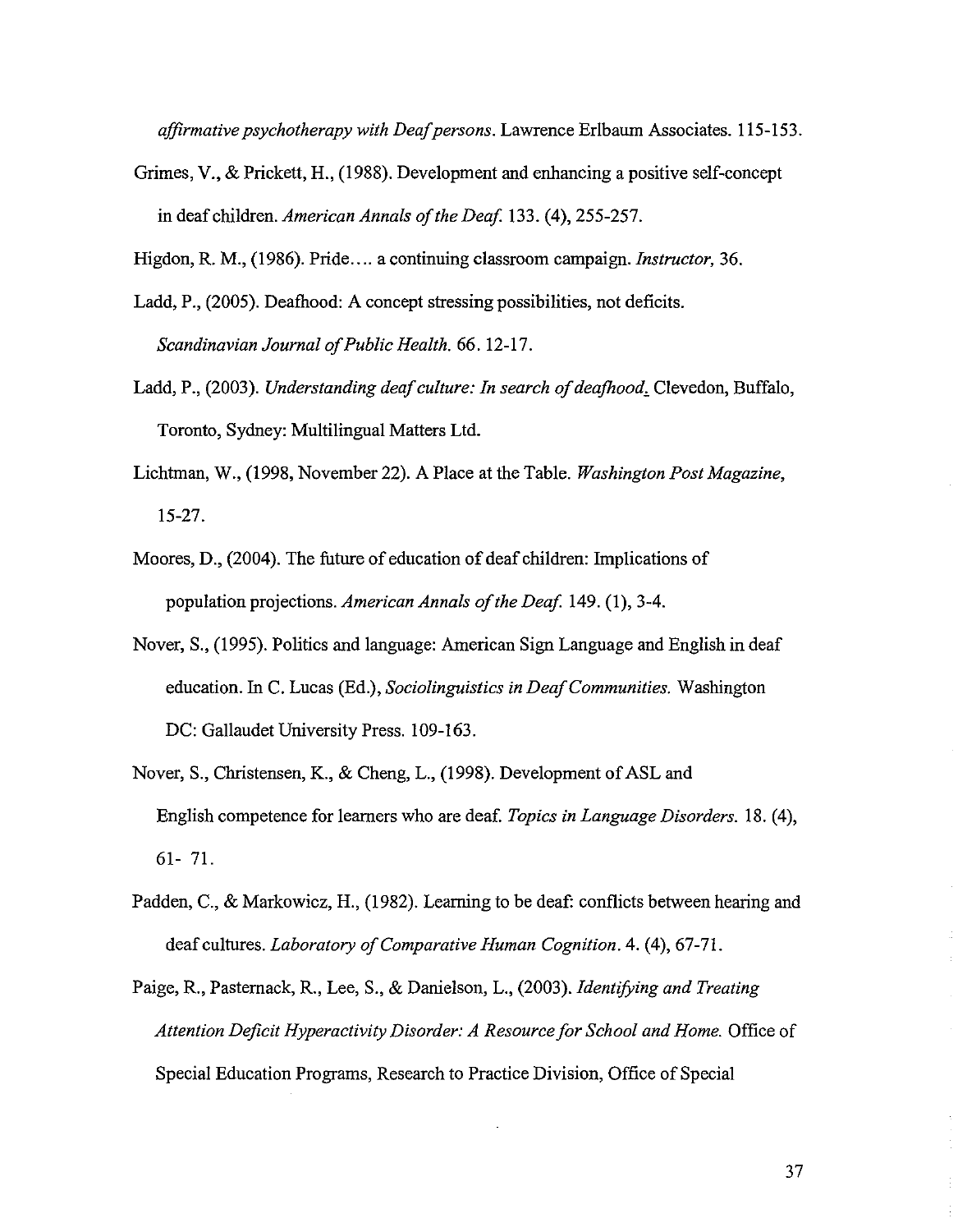*affirmative psychotherapy with Deaf persons.* Lawrence Erlbaum Associates. 115-153.

Grimes, V., & Prickett, H., (1988). Development and enhancing a positive self-concept in deaf children. *American Annals of the Deaf.* 133. (4), 255-257.

Higdon, R. M., (1986). Pride.... a continuing classroom campaign. *Instructor,* 36.

Ladd, P., (2005). Deafhood: A concept stressing possibilities, not deficits. *Scandinavian Journal of Public Health.* 66. 12-17.

Ladd, P., (2003). *Understanding deaf culture: In search of deafhood.* Clevedon, Buffalo, Toronto, Sydney: Multilingual Matters Ltd.

Lichtman, W., (1998, November 22). A Place at the Table. *Washington Post Magazine,* 15-27.

Moores, D., (2004). The future of education of deaf children: Implications of population projections. *American Annals of the Deaf.* 149. (1), 3-4.

Nover, S., (1995). Politics and language: American Sign Language and English in deaf education. In C. Lucas (Ed.), *Sociolinguistics in Deaf Communities.* Washington DC: Gallaudet University Press. 109-163.

Nover, S., Christensen, K., & Cheng, L., (1998). Development of ASL and English competence for learners who are deaf. *Topics in Language Disorders.* 18. (4), 61- 71.

Padden, C., & Markowicz, H., (1982). Learning to be deaf: conflicts between hearing and deaf cultures. *Laboratory of Comparative Human Cognition.* 4. (4), 67-71.

Paige, R., Pasternack, R., Lee, S., & Danielson, L., (2003). *Identifying and Treating Attention Deficit Hyperactivity Disorder: A Resource for School and Home.* Office of Special Education Programs, Research to Practice Division, Office of Special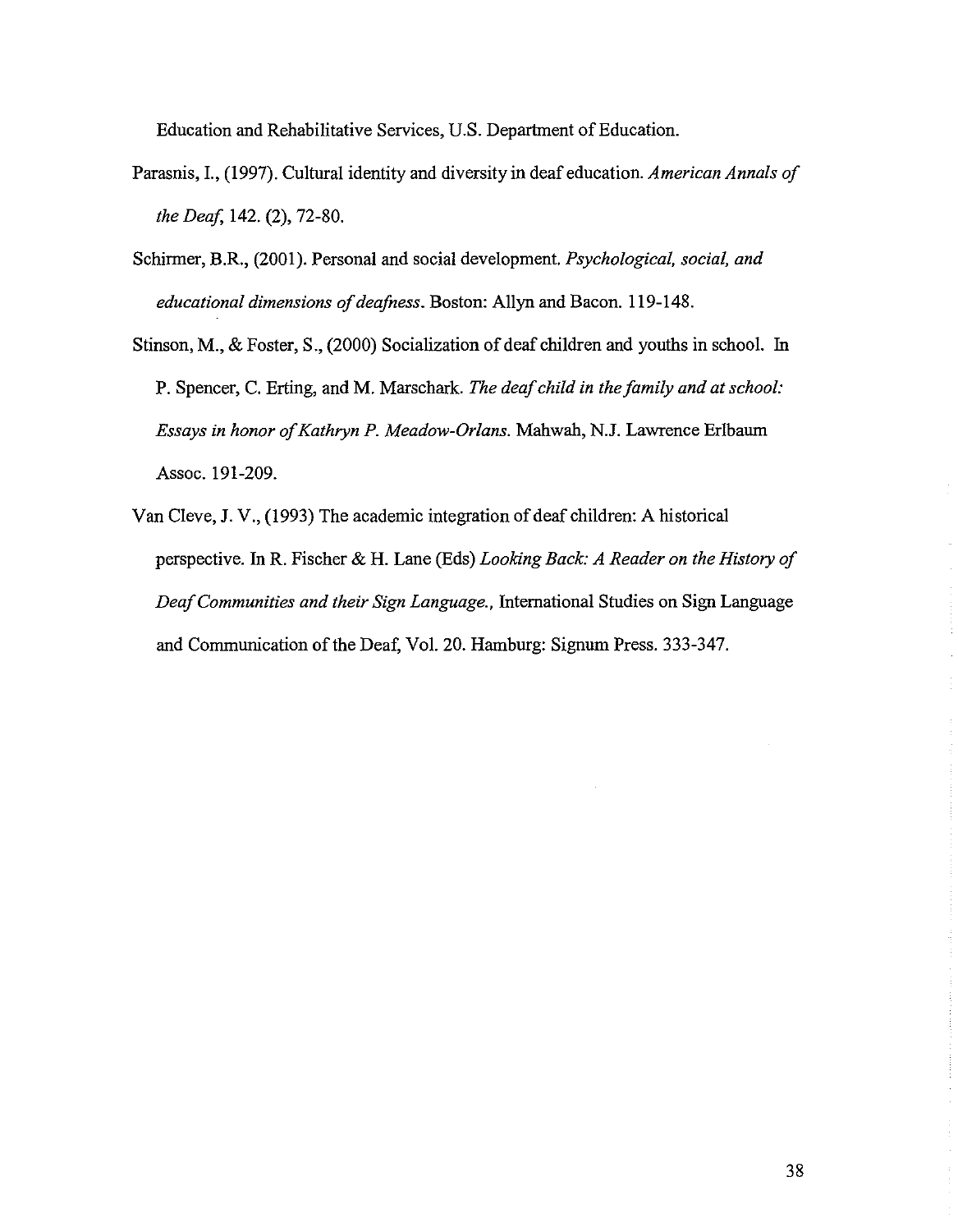Education and Rehabilitative Services, U.S. Department of Education.

Parasnis, I., (1997). Cultural identity and diversity in deaf education. *American Annals of the Deaf*, 142. (2), 72-80.

Schirmer, B.R., (2001). Personal and social development. *Psychological, social, and educational dimensions of deafness*. Boston: Allyn and Bacon. 119-148.

Stinson, M., & Foster, S., (2000) Socialization of deaf children and youths in school. In P. Spencer, C. Erting, and M. Marschark. *The deaf child in the family and at school: Essays in honor of Kathryn P. Meadow-Orlans*. Mahwah, N.J. Lawrence Erlbaum Assoc. 191-209.

Van Cleve, J. V., (1993) The academic integration of deaf children: A historical perspective. In R. Fischer & H. Lane (Eds) *Looking Back: A Reader on the History of Deaf Communities and their Sign Language.*, International Studies on Sign Language and Communication of the Deaf, Vol. 20. Hamburg: Signum Press. 333-347.